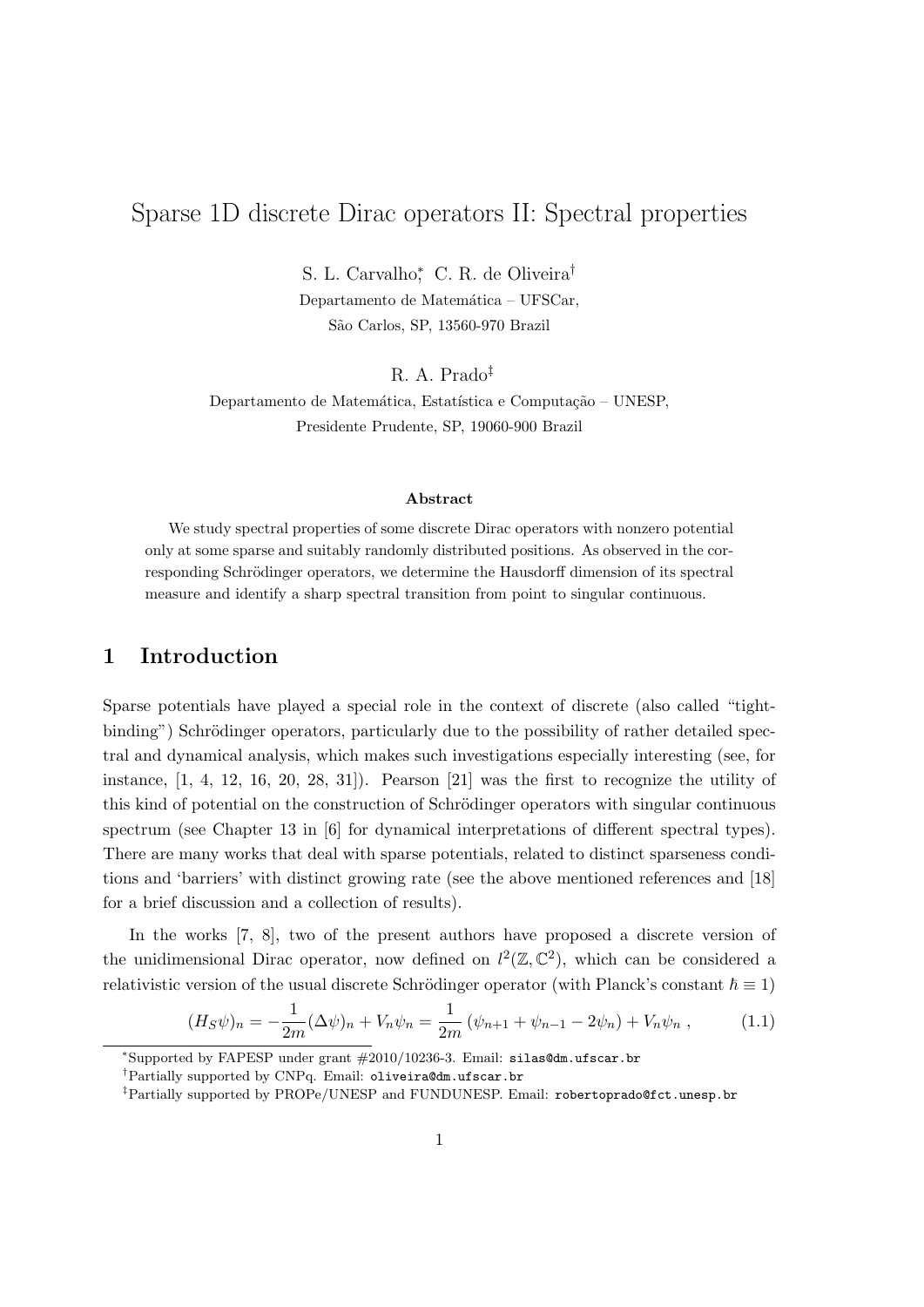# Sparse 1D discrete Dirac operators II: Spectral properties

S. L. Carvalho[*], C. R. de Oliveira[†]

Departamento de Matemática – UFSCar,
São Carlos, SP, 13560-970 Brazil

R. A. Prado[‡]

Departamento de Matemática, Estatística e Computação – UNESP,
Presidente Prudente, SP, 19060-900 Brazil

### Abstract

We study spectral properties of some discrete Dirac operators with nonzero potential only at some sparse and suitably randomly distributed positions. As observed in the corresponding Schrödinger operators, we determine the Hausdorff dimension of its spectral measure and identify a sharp spectral transition from point to singular continuous.

## 1 Introduction

Sparse potentials have played a special role in the context of discrete (also called "tight-binding") Schrödinger operators, particularly due to the possibility of rather detailed spectral and dynamical analysis, which makes such investigations especially interesting (see, for instance, [1, 4, 12, 16, 20, 28, 31]). Pearson [21] was the first to recognize the utility of this kind of potential on the construction of Schrödinger operators with singular continuous spectrum (see Chapter 13 in [6] for dynamical interpretations of different spectral types). There are many works that deal with sparse potentials, related to distinct sparseness conditions and 'barriers' with distinct growing rate (see the above mentioned references and [18] for a brief discussion and a collection of results).

In the works [7, 8], two of the present authors have proposed a discrete version of the unidimensional Dirac operator, now defined on $l^2(\mathbb{Z}, \mathbb{C}^2)$, which can be considered a relativistic version of the usual discrete Schrödinger operator (with Planck's constant $\hbar \equiv 1$)

$$(H_S\psi)_n = -\frac{1}{2m}(\Delta\psi)_n + V_n\psi_n = \frac{1}{2m}(\psi_{n+1} + \psi_{n-1} - 2\psi_n) + V_n\psi_n , \tag{1.1}$$

[*] Supported by FAPESP under grant #2010/10236-3. Email: silas@dm.ufscar.br

[†] Partially supported by CNPq. Email: oliveira@dm.ufscar.br

[‡] Partially supported by PROPe/UNESP and FUNDUNESP. Email: robertoprado@fct.unesp.br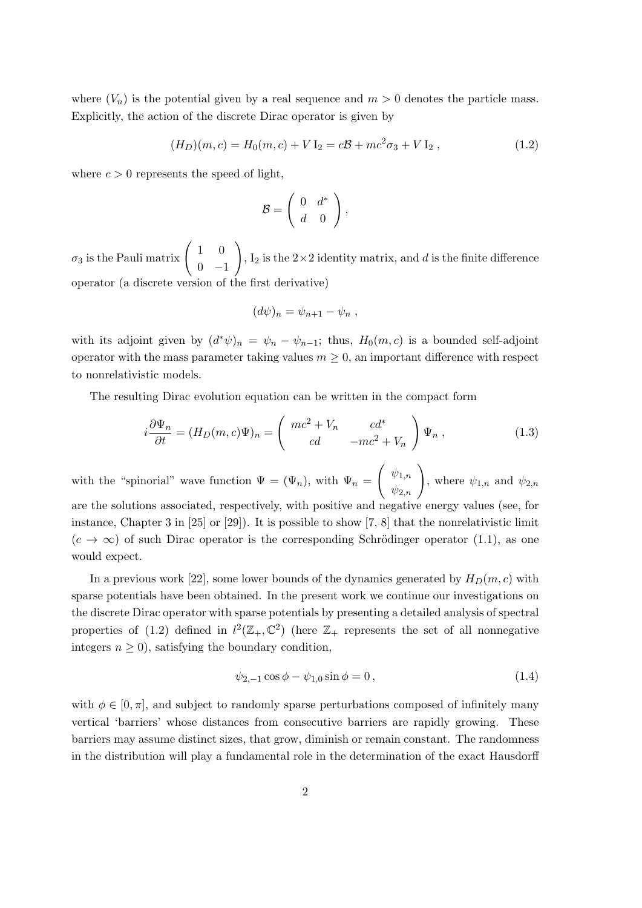where $(V_n)$ is the potential given by a real sequence and $m > 0$ denotes the particle mass. Explicitly, the action of the discrete Dirac operator is given by

$$(H_D)(m,c) = H_0(m,c) + V\,\mathrm{I}_2 = c\mathcal{B} + mc^2\sigma_3 + V\,\mathrm{I}_2\,, \tag{1.2}$$

where $c > 0$ represents the speed of light,

$$\mathcal{B} = \begin{pmatrix} 0 & d^* \\ d & 0 \end{pmatrix},$$

$\sigma_3$ is the Pauli matrix $\begin{pmatrix} 1 & 0 \\ 0 & -1 \end{pmatrix}$, $\mathrm{I}_2$ is the $2\times 2$ identity matrix, and $d$ is the finite difference operator (a discrete version of the first derivative)

$$(d\psi)_n = \psi_{n+1} - \psi_n\,,$$

with its adjoint given by $(d^*\psi)_n = \psi_n - \psi_{n-1}$; thus, $H_0(m,c)$ is a bounded self-adjoint operator with the mass parameter taking values $m \geq 0$, an important difference with respect to nonrelativistic models.

The resulting Dirac evolution equation can be written in the compact form

$$i\frac{\partial \Psi_n}{\partial t} = (H_D(m,c)\Psi)_n = \begin{pmatrix} mc^2 + V_n & cd^* \\ cd & -mc^2 + V_n \end{pmatrix} \Psi_n\,, \tag{1.3}$$

with the "spinorial" wave function $\Psi = (\Psi_n)$, with $\Psi_n = \begin{pmatrix} \psi_{1,n} \\ \psi_{2,n} \end{pmatrix}$, where $\psi_{1,n}$ and $\psi_{2,n}$ are the solutions associated, respectively, with positive and negative energy values (see, for instance, Chapter 3 in [25] or [29]). It is possible to show [7, 8] that the nonrelativistic limit ($c \to \infty$) of such Dirac operator is the corresponding Schrödinger operator (1.1), as one would expect.

In a previous work [22], some lower bounds of the dynamics generated by $H_D(m,c)$ with sparse potentials have been obtained. In the present work we continue our investigations on the discrete Dirac operator with sparse potentials by presenting a detailed analysis of spectral properties of (1.2) defined in $l^2(\mathbb{Z}_+, \mathbb{C}^2)$ (here $\mathbb{Z}_+$ represents the set of all nonnegative integers $n \geq 0$), satisfying the boundary condition,

$$\psi_{2,-1}\cos\phi - \psi_{1,0}\sin\phi = 0\,, \tag{1.4}$$

with $\phi \in [0,\pi]$, and subject to randomly sparse perturbations composed of infinitely many vertical 'barriers' whose distances from consecutive barriers are rapidly growing. These barriers may assume distinct sizes, that grow, diminish or remain constant. The randomness in the distribution will play a fundamental role in the determination of the exact Hausdorff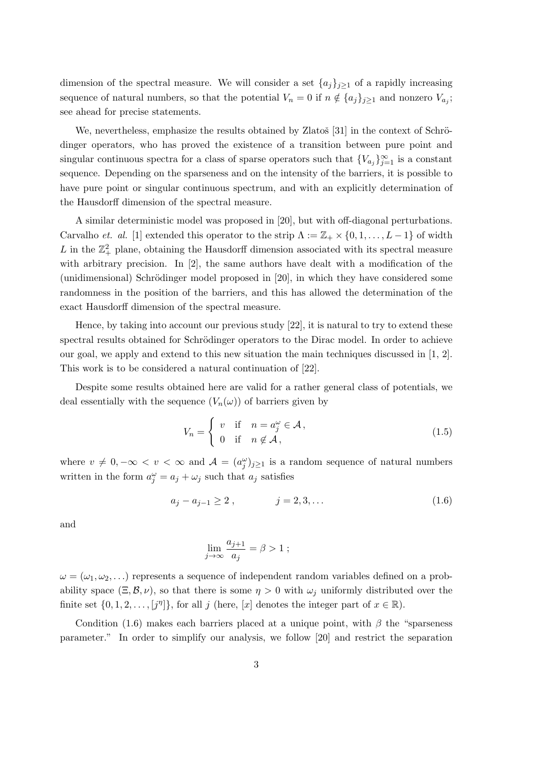dimension of the spectral measure. We will consider a set $\{a_j\}_{j\geq 1}$ of a rapidly increasing sequence of natural numbers, so that the potential $V_n = 0$ if $n \notin \{a_j\}_{j\geq 1}$ and nonzero $V_{a_j}$; see ahead for precise statements.

We, nevertheless, emphasize the results obtained by Zlatoš [31] in the context of Schrödinger operators, who has proved the existence of a transition between pure point and singular continuous spectra for a class of sparse operators such that $\{V_{a_j}\}_{j=1}^{\infty}$ is a constant sequence. Depending on the sparseness and on the intensity of the barriers, it is possible to have pure point or singular continuous spectrum, and with an explicitly determination of the Hausdorff dimension of the spectral measure.

A similar deterministic model was proposed in [20], but with off-diagonal perturbations. Carvalho *et. al.* [1] extended this operator to the strip $\Lambda := \mathbb{Z}_+ \times \{0, 1, \ldots, L-1\}$ of width $L$ in the $\mathbb{Z}_+^2$ plane, obtaining the Hausdorff dimension associated with its spectral measure with arbitrary precision. In [2], the same authors have dealt with a modification of the (unidimensional) Schrödinger model proposed in [20], in which they have considered some randomness in the position of the barriers, and this has allowed the determination of the exact Hausdorff dimension of the spectral measure.

Hence, by taking into account our previous study [22], it is natural to try to extend these spectral results obtained for Schrödinger operators to the Dirac model. In order to achieve our goal, we apply and extend to this new situation the main techniques discussed in [1, 2]. This work is to be considered a natural continuation of [22].

Despite some results obtained here are valid for a rather general class of potentials, we deal essentially with the sequence $(V_n(\omega))$ of barriers given by

$$V_n = \begin{cases} v & \text{if} \quad n = a_j^{\omega} \in \mathcal{A}\,, \\ 0 & \text{if} \quad n \notin \mathcal{A}\,, \end{cases} \tag{1.5}$$

where $v \neq 0, -\infty < v < \infty$ and $\mathcal{A} = (a_j^{\omega})_{j\geq 1}$ is a random sequence of natural numbers written in the form $a_j^{\omega} = a_j + \omega_j$ such that $a_j$ satisfies

$$a_j - a_{j-1} \geq 2\,, \qquad\qquad j = 2, 3, \ldots \tag{1.6}$$

and

$$\lim_{j\to\infty} \frac{a_{j+1}}{a_j} = \beta > 1\,;$$

$\omega = (\omega_1, \omega_2, \ldots)$ represents a sequence of independent random variables defined on a probability space $(\Xi, \mathcal{B}, \nu)$, so that there is some $\eta > 0$ with $\omega_j$ uniformly distributed over the finite set $\{0, 1, 2, \ldots, [j^{\eta}]\}$, for all $j$ (here, $[x]$ denotes the integer part of $x \in \mathbb{R}$).

Condition (1.6) makes each barriers placed at a unique point, with $\beta$ the "sparseness parameter." In order to simplify our analysis, we follow [20] and restrict the separation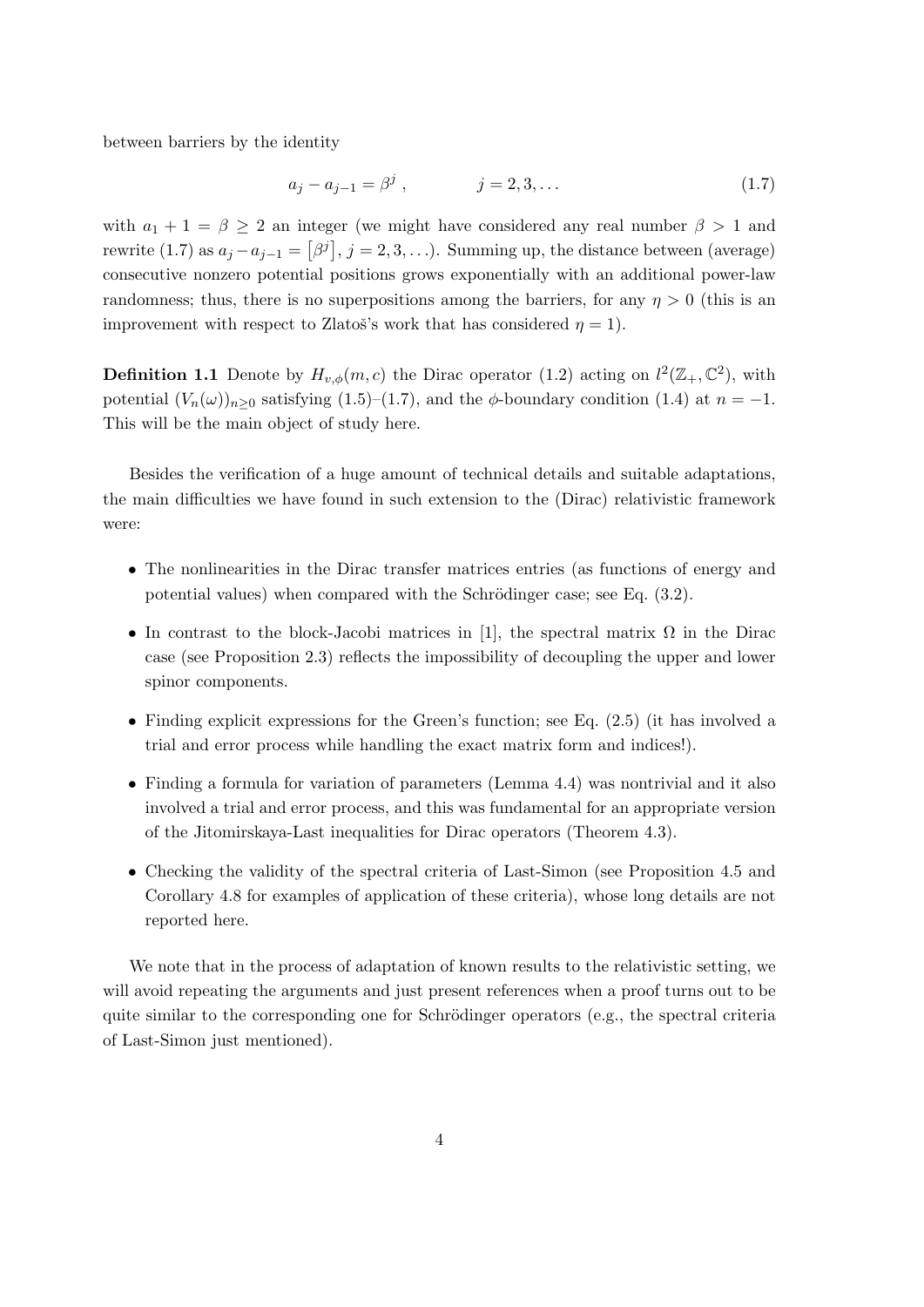between barriers by the identity

$$a_j - a_{j-1} = \beta^j , \qquad\qquad j = 2, 3, \ldots \tag{1.7}$$

with $a_1 + 1 = \beta \geq 2$ an integer (we might have considered any real number $\beta > 1$ and rewrite (1.7) as $a_j - a_{j-1} = \left[\beta^j\right]$, $j = 2, 3, \ldots$). Summing up, the distance between (average) consecutive nonzero potential positions grows exponentially with an additional power-law randomness; thus, there is no superpositions among the barriers, for any $\eta > 0$ (this is an improvement with respect to Zlatoš's work that has considered $\eta = 1$).

**Definition 1.1** Denote by $H_{v,\phi}(m, c)$ the Dirac operator (1.2) acting on $l^2(\mathbb{Z}_+, \mathbb{C}^2)$, with potential $(V_n(\omega))_{n\geq 0}$ satisfying (1.5)–(1.7), and the $\phi$-boundary condition (1.4) at $n = -1$. This will be the main object of study here.

Besides the verification of a huge amount of technical details and suitable adaptations, the main difficulties we have found in such extension to the (Dirac) relativistic framework were:

- The nonlinearities in the Dirac transfer matrices entries (as functions of energy and potential values) when compared with the Schrödinger case; see Eq. (3.2).
- In contrast to the block-Jacobi matrices in [1], the spectral matrix $\Omega$ in the Dirac case (see Proposition 2.3) reflects the impossibility of decoupling the upper and lower spinor components.
- Finding explicit expressions for the Green's function; see Eq. (2.5) (it has involved a trial and error process while handling the exact matrix form and indices!).
- Finding a formula for variation of parameters (Lemma 4.4) was nontrivial and it also involved a trial and error process, and this was fundamental for an appropriate version of the Jitomirskaya-Last inequalities for Dirac operators (Theorem 4.3).
- Checking the validity of the spectral criteria of Last-Simon (see Proposition 4.5 and Corollary 4.8 for examples of application of these criteria), whose long details are not reported here.

We note that in the process of adaptation of known results to the relativistic setting, we will avoid repeating the arguments and just present references when a proof turns out to be quite similar to the corresponding one for Schrödinger operators (e.g., the spectral criteria of Last-Simon just mentioned).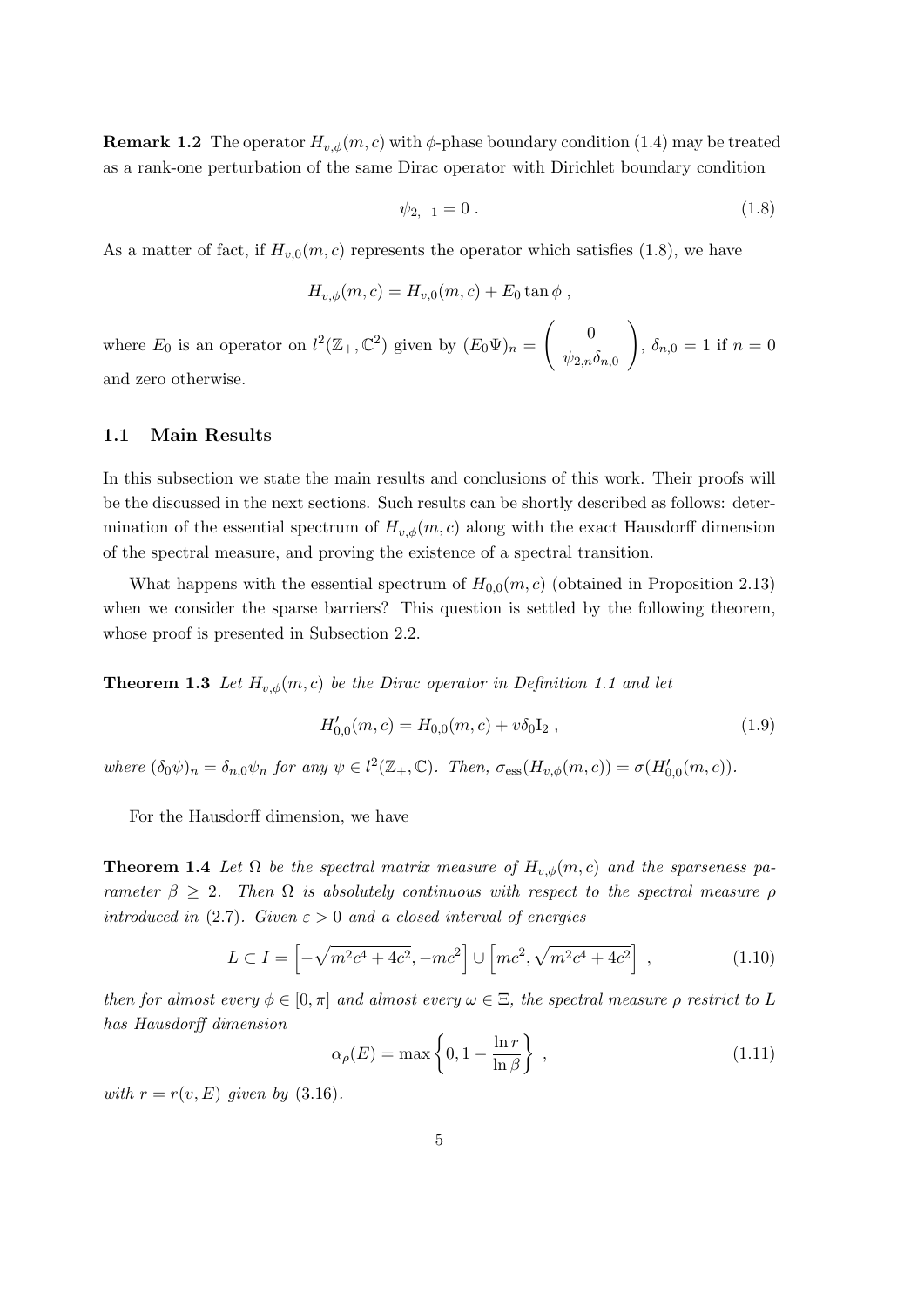**Remark 1.2** The operator $H_{v,\phi}(m,c)$ with $\phi$-phase boundary condition (1.4) may be treated as a rank-one perturbation of the same Dirac operator with Dirichlet boundary condition

$$\psi_{2,-1} = 0 \,. \tag{1.8}$$

As a matter of fact, if $H_{v,0}(m,c)$ represents the operator which satisfies (1.8), we have

$$H_{v,\phi}(m,c) = H_{v,0}(m,c) + E_0 \tan\phi \,,$$

where $E_0$ is an operator on $l^2(\mathbb{Z}_+, \mathbb{C}^2)$ given by $(E_0\Psi)_n = \begin{pmatrix} 0 \\ \psi_{2,n}\delta_{n,0} \end{pmatrix}$, $\delta_{n,0} = 1$ if $n = 0$ and zero otherwise.

## 1.1 Main Results

In this subsection we state the main results and conclusions of this work. Their proofs will be the discussed in the next sections. Such results can be shortly described as follows: determination of the essential spectrum of $H_{v,\phi}(m,c)$ along with the exact Hausdorff dimension of the spectral measure, and proving the existence of a spectral transition.

What happens with the essential spectrum of $H_{0,0}(m,c)$ (obtained in Proposition 2.13) when we consider the sparse barriers? This question is settled by the following theorem, whose proof is presented in Subsection 2.2.

**Theorem 1.3** *Let $H_{v,\phi}(m,c)$ be the Dirac operator in Definition 1.1 and let*

$$H'_{0,0}(m,c) = H_{0,0}(m,c) + v\delta_0 \mathrm{I}_2 \,, \tag{1.9}$$

*where $(\delta_0\psi)_n = \delta_{n,0}\psi_n$ for any $\psi \in l^2(\mathbb{Z}_+, \mathbb{C})$. Then, $\sigma_{\mathrm{ess}}(H_{v,\phi}(m,c)) = \sigma(H'_{0,0}(m,c))$.*

For the Hausdorff dimension, we have

**Theorem 1.4** *Let $\Omega$ be the spectral matrix measure of $H_{v,\phi}(m,c)$ and the sparseness parameter $\beta \geq 2$. Then $\Omega$ is absolutely continuous with respect to the spectral measure $\rho$ introduced in (2.7). Given $\varepsilon > 0$ and a closed interval of energies*

$$L \subset I = \left[-\sqrt{m^2c^4 + 4c^2}, -mc^2\right] \cup \left[mc^2, \sqrt{m^2c^4 + 4c^2}\right] \,, \tag{1.10}$$

*then for almost every $\phi \in [0,\pi]$ and almost every $\omega \in \Xi$, the spectral measure $\rho$ restrict to $L$ has Hausdorff dimension*

$$\alpha_\rho(E) = \max\left\{0, 1 - \frac{\ln r}{\ln \beta}\right\} \,, \tag{1.11}$$

*with $r = r(v,E)$ given by (3.16).*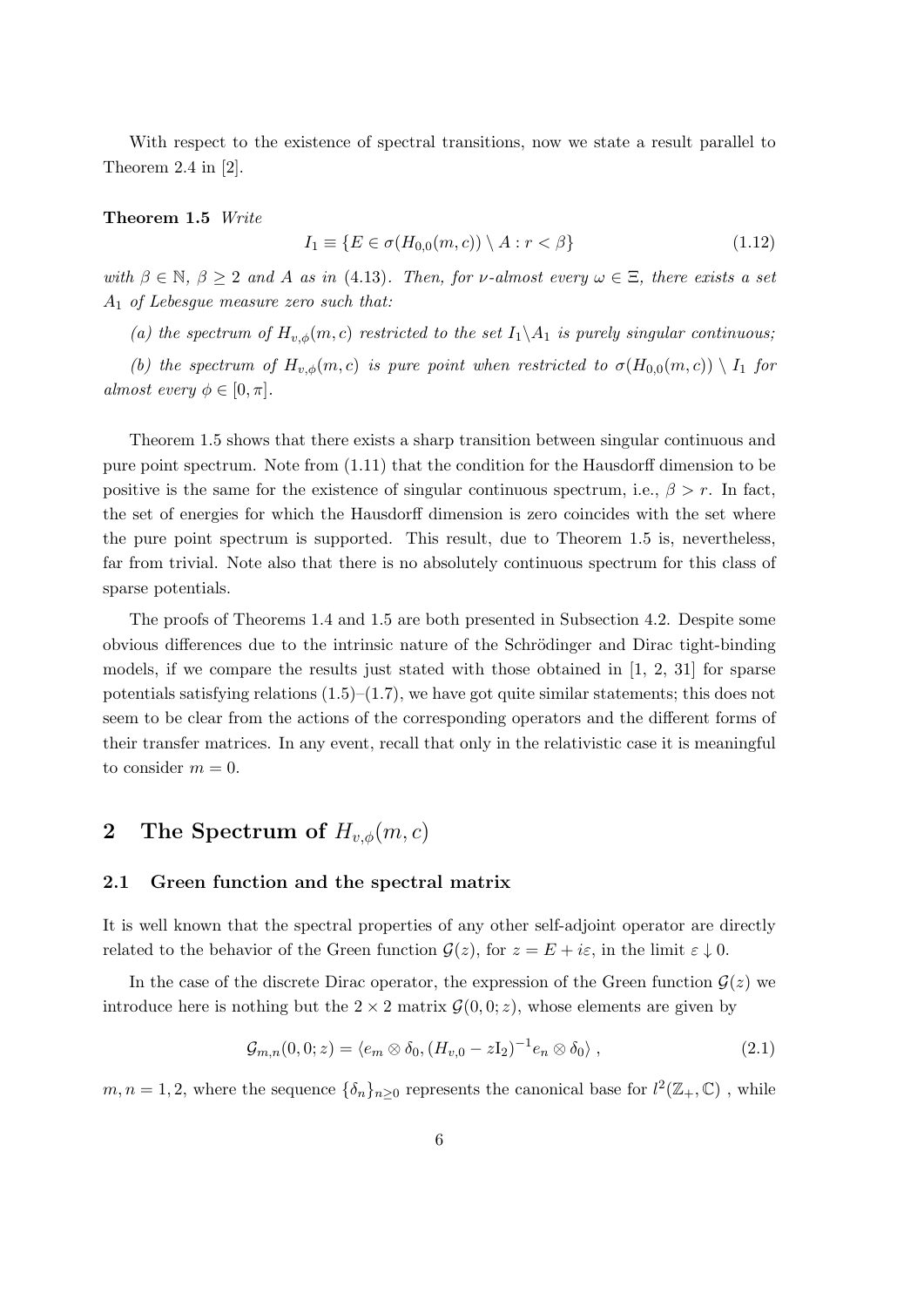With respect to the existence of spectral transitions, now we state a result parallel to Theorem 2.4 in [2].

**Theorem 1.5** *Write*

$$I_1 \equiv \{E \in \sigma(H_{0,0}(m,c)) \setminus A : r < \beta\} \tag{1.12}$$

*with $\beta \in \mathbb{N}$, $\beta \geq 2$ and $A$ as in (4.13). Then, for $\nu$-almost every $\omega \in \Xi$, there exists a set $A_1$ of Lebesgue measure zero such that:*

*(a) the spectrum of $H_{v,\phi}(m,c)$ restricted to the set $I_1 \backslash A_1$ is purely singular continuous;*

*(b) the spectrum of $H_{v,\phi}(m,c)$ is pure point when restricted to $\sigma(H_{0,0}(m,c)) \setminus I_1$ for almost every $\phi \in [0,\pi]$.*

Theorem 1.5 shows that there exists a sharp transition between singular continuous and pure point spectrum. Note from (1.11) that the condition for the Hausdorff dimension to be positive is the same for the existence of singular continuous spectrum, i.e., $\beta > r$. In fact, the set of energies for which the Hausdorff dimension is zero coincides with the set where the pure point spectrum is supported. This result, due to Theorem 1.5 is, nevertheless, far from trivial. Note also that there is no absolutely continuous spectrum for this class of sparse potentials.

The proofs of Theorems 1.4 and 1.5 are both presented in Subsection 4.2. Despite some obvious differences due to the intrinsic nature of the Schrödinger and Dirac tight-binding models, if we compare the results just stated with those obtained in [1, 2, 31] for sparse potentials satisfying relations (1.5)–(1.7), we have got quite similar statements; this does not seem to be clear from the actions of the corresponding operators and the different forms of their transfer matrices. In any event, recall that only in the relativistic case it is meaningful to consider $m = 0$.

# 2 The Spectrum of $H_{v,\phi}(m,c)$

## 2.1 Green function and the spectral matrix

It is well known that the spectral properties of any other self-adjoint operator are directly related to the behavior of the Green function $\mathcal{G}(z)$, for $z = E + i\varepsilon$, in the limit $\varepsilon \downarrow 0$.

In the case of the discrete Dirac operator, the expression of the Green function $\mathcal{G}(z)$ we introduce here is nothing but the $2 \times 2$ matrix $\mathcal{G}(0,0;z)$, whose elements are given by

$$\mathcal{G}_{m,n}(0,0;z) = \langle e_m \otimes \delta_0, (H_{v,0} - z\mathrm{I}_2)^{-1} e_n \otimes \delta_0 \rangle \,, \tag{2.1}$$

$m, n = 1, 2$, where the sequence $\{\delta_n\}_{n \geq 0}$ represents the canonical base for $l^2(\mathbb{Z}_+, \mathbb{C})$ , while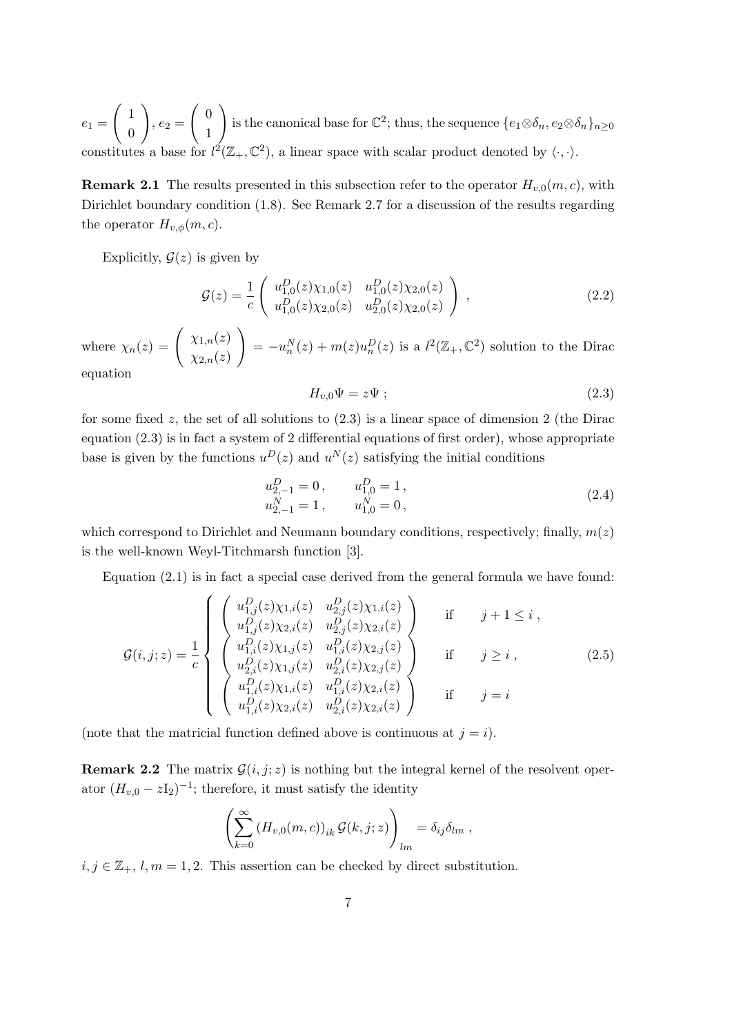$e_1 = \begin{pmatrix} 1 \\ 0 \end{pmatrix}$, $e_2 = \begin{pmatrix} 0 \\ 1 \end{pmatrix}$ is the canonical base for $\mathbb{C}^2$; thus, the sequence $\{e_1 \otimes \delta_n, e_2 \otimes \delta_n\}_{n \geq 0}$ constitutes a base for $l^2(\mathbb{Z}_+, \mathbb{C}^2)$, a linear space with scalar product denoted by $\langle \cdot, \cdot \rangle$.

**Remark 2.1** The results presented in this subsection refer to the operator $H_{v,0}(m, c)$, with Dirichlet boundary condition (1.8). See Remark 2.7 for a discussion of the results regarding the operator $H_{v,\phi}(m, c)$.

Explicitly, $\mathcal{G}(z)$ is given by

$$
\mathcal{G}(z) = \frac{1}{c} \begin{pmatrix} u^D_{1,0}(z)\chi_{1,0}(z) & u^D_{1,0}(z)\chi_{2,0}(z) \\ u^D_{1,0}(z)\chi_{2,0}(z) & u^D_{2,0}(z)\chi_{2,0}(z) \end{pmatrix} , \tag{2.2}
$$

where $\chi_n(z) = \begin{pmatrix} \chi_{1,n}(z) \\ \chi_{2,n}(z) \end{pmatrix} = -u^N_n(z) + m(z)u^D_n(z)$ is a $l^2(\mathbb{Z}_+, \mathbb{C}^2)$ solution to the Dirac equation

$$
H_{v,0}\Psi = z\Psi \; ; \tag{2.3}
$$

for some fixed $z$, the set of all solutions to (2.3) is a linear space of dimension 2 (the Dirac equation (2.3) is in fact a system of 2 differential equations of first order), whose appropriate base is given by the functions $u^D(z)$ and $u^N(z)$ satisfying the initial conditions

$$
\begin{aligned}
u^D_{2,-1} &= 0\,, \qquad u^D_{1,0} = 1\,, \\
u^N_{2,-1} &= 1\,, \qquad u^N_{1,0} = 0\,,
\end{aligned} \tag{2.4}
$$

which correspond to Dirichlet and Neumann boundary conditions, respectively; finally, $m(z)$ is the well-known Weyl-Titchmarsh function [3].

Equation (2.1) is in fact a special case derived from the general formula we have found:

$$
\mathcal{G}(i,j;z) = \frac{1}{c} \begin{cases} \begin{pmatrix} u^D_{1,j}(z)\chi_{1,i}(z) & u^D_{2,j}(z)\chi_{1,i}(z) \\ u^D_{1,j}(z)\chi_{2,i}(z) & u^D_{2,j}(z)\chi_{2,i}(z) \end{pmatrix} & \text{if} \quad j+1 \leq i\,, \\ \begin{pmatrix} u^D_{1,i}(z)\chi_{1,j}(z) & u^D_{1,i}(z)\chi_{2,j}(z) \\ u^D_{2,i}(z)\chi_{1,j}(z) & u^D_{2,i}(z)\chi_{2,j}(z) \end{pmatrix} & \text{if} \quad j \geq i\,, \\ \begin{pmatrix} u^D_{1,i}(z)\chi_{1,i}(z) & u^D_{1,i}(z)\chi_{2,i}(z) \\ u^D_{1,i}(z)\chi_{2,i}(z) & u^D_{2,i}(z)\chi_{2,i}(z) \end{pmatrix} & \text{if} \quad j = i \end{cases} \tag{2.5}
$$

(note that the matricial function defined above is continuous at $j = i$).

**Remark 2.2** The matrix $\mathcal{G}(i,j;z)$ is nothing but the integral kernel of the resolvent operator $(H_{v,0} - z\mathrm{I}_2)^{-1}$; therefore, it must satisfy the identity

$$
\left( \sum_{k=0}^{\infty} \left(H_{v,0}(m,c)\right)_{ik} \mathcal{G}(k,j;z) \right)_{lm} = \delta_{ij}\delta_{lm}\;,
$$

$i, j \in \mathbb{Z}_+$, $l, m = 1, 2$. This assertion can be checked by direct substitution.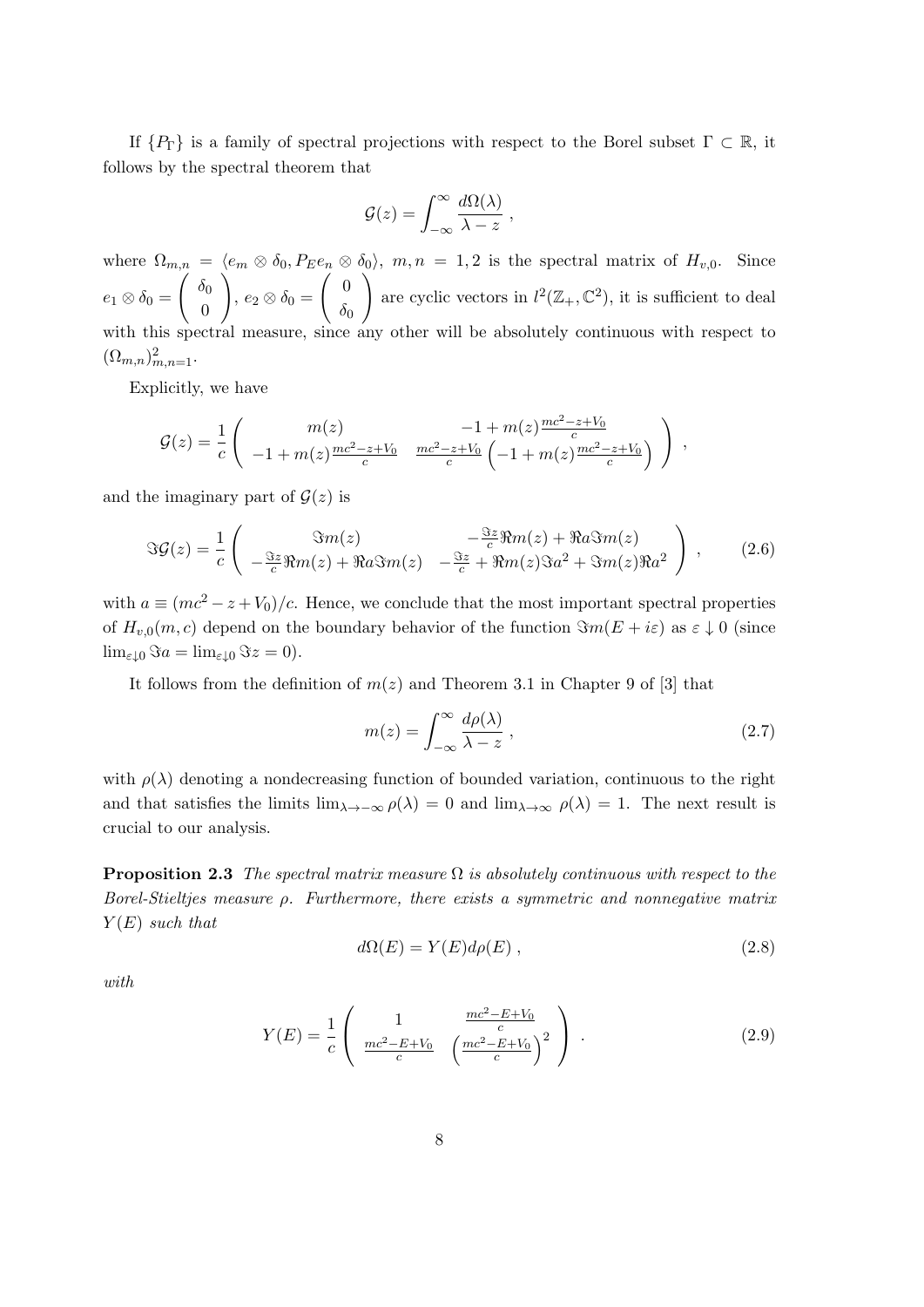If $\{P_\Gamma\}$ is a family of spectral projections with respect to the Borel subset $\Gamma \subset \mathbb{R}$, it follows by the spectral theorem that

$$\mathcal{G}(z) = \int_{-\infty}^{\infty} \frac{d\Omega(\lambda)}{\lambda - z} \; ,$$

where $\Omega_{m,n} = \langle e_m \otimes \delta_0, P_E e_n \otimes \delta_0 \rangle$, $m, n = 1, 2$ is the spectral matrix of $H_{v,0}$. Since $e_1 \otimes \delta_0 = \begin{pmatrix} \delta_0 \\ 0 \end{pmatrix}$, $e_2 \otimes \delta_0 = \begin{pmatrix} 0 \\ \delta_0 \end{pmatrix}$ are cyclic vectors in $l^2(\mathbb{Z}_+, \mathbb{C}^2)$, it is sufficient to deal with this spectral measure, since any other will be absolutely continuous with respect to $(\Omega_{m,n})_{m,n=1}^2$.

Explicitly, we have

$$\mathcal{G}(z) = \frac{1}{c} \begin{pmatrix} m(z) & -1 + m(z)\frac{mc^2 - z + V_0}{c} \\ -1 + m(z)\frac{mc^2 - z + V_0}{c} & \frac{mc^2 - z + V_0}{c}\left(-1 + m(z)\frac{mc^2 - z + V_0}{c}\right) \end{pmatrix} \; ,$$

and the imaginary part of $\mathcal{G}(z)$ is

$$\Im \mathcal{G}(z) = \frac{1}{c} \begin{pmatrix} \Im m(z) & -\frac{\Im z}{c}\Re m(z) + \Re a \Im m(z) \\ -\frac{\Im z}{c}\Re m(z) + \Re a \Im m(z) & -\frac{\Im z}{c} + \Re m(z) \Im a^2 + \Im m(z) \Re a^2 \end{pmatrix} \; , \tag{2.6}$$

with $a \equiv (mc^2 - z + V_0)/c$. Hence, we conclude that the most important spectral properties of $H_{v,0}(m, c)$ depend on the boundary behavior of the function $\Im m(E + i\varepsilon)$ as $\varepsilon \downarrow 0$ (since $\lim_{\varepsilon \downarrow 0} \Im a = \lim_{\varepsilon \downarrow 0} \Im z = 0$).

It follows from the definition of $m(z)$ and Theorem 3.1 in Chapter 9 of [3] that

$$m(z) = \int_{-\infty}^{\infty} \frac{d\rho(\lambda)}{\lambda - z} \; , \tag{2.7}$$

with $\rho(\lambda)$ denoting a nondecreasing function of bounded variation, continuous to the right and that satisfies the limits $\lim_{\lambda \to -\infty} \rho(\lambda) = 0$ and $\lim_{\lambda \to \infty} \rho(\lambda) = 1$. The next result is crucial to our analysis.

**Proposition 2.3** *The spectral matrix measure $\Omega$ is absolutely continuous with respect to the Borel-Stieltjes measure $\rho$. Furthermore, there exists a symmetric and nonnegative matrix $Y(E)$ such that*

$$d\Omega(E) = Y(E) d\rho(E) \; , \tag{2.8}$$

*with*

$$Y(E) = \frac{1}{c} \begin{pmatrix} 1 & \frac{mc^2 - E + V_0}{c} \\ \frac{mc^2 - E + V_0}{c} & \left(\frac{mc^2 - E + V_0}{c}\right)^2 \end{pmatrix} \; . \tag{2.9}$$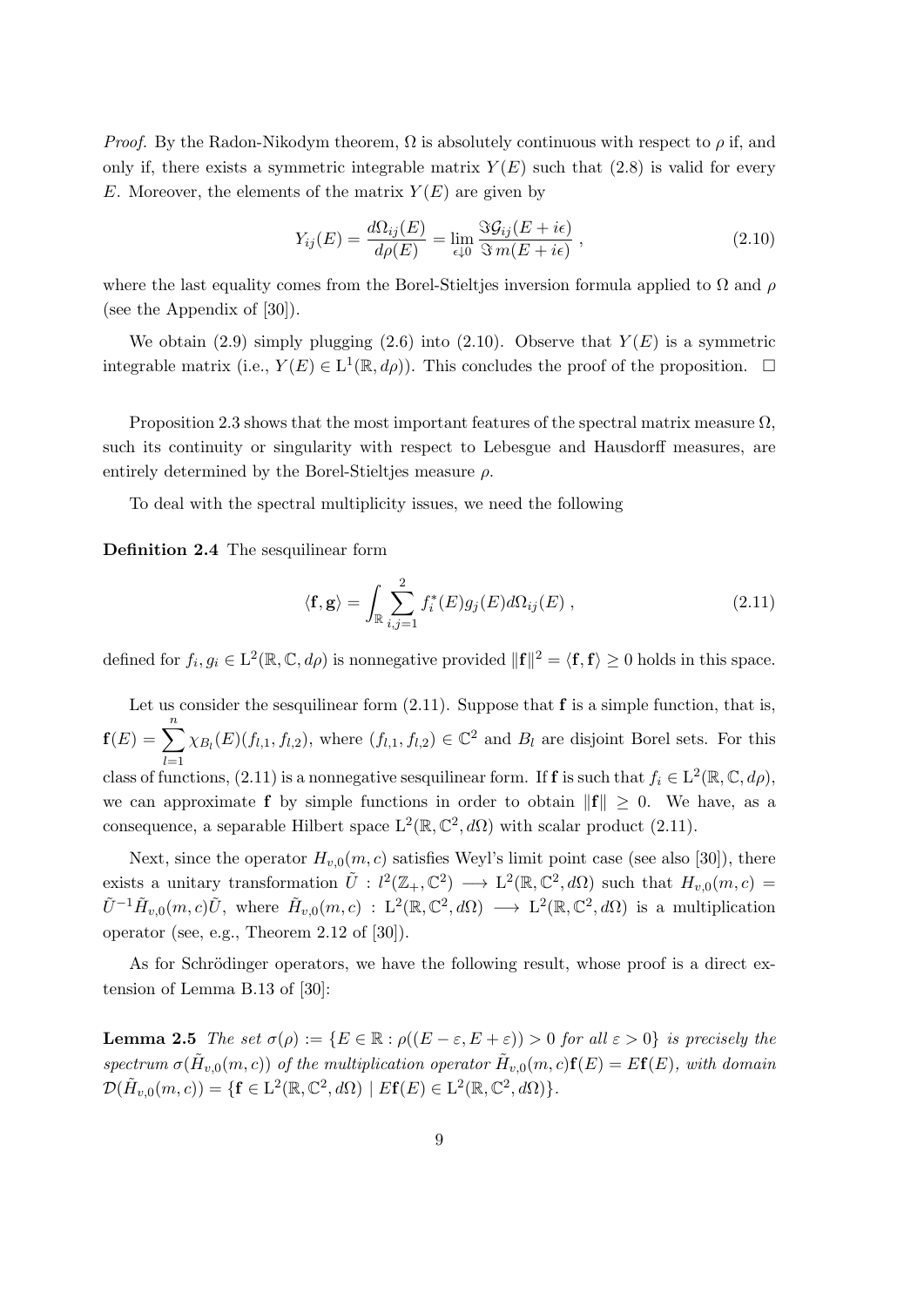*Proof.* By the Radon-Nikodym theorem, $\Omega$ is absolutely continuous with respect to $\rho$ if, and only if, there exists a symmetric integrable matrix $Y(E)$ such that (2.8) is valid for every $E$. Moreover, the elements of the matrix $Y(E)$ are given by

$$Y_{ij}(E) = \frac{d\Omega_{ij}(E)}{d\rho(E)} = \lim_{\epsilon \downarrow 0} \frac{\Im \mathcal{G}_{ij}(E + i\epsilon)}{\Im\, m(E + i\epsilon)} \ , \tag{2.10}$$

where the last equality comes from the Borel-Stieltjes inversion formula applied to $\Omega$ and $\rho$ (see the Appendix of [30]).

We obtain (2.9) simply plugging (2.6) into (2.10). Observe that $Y(E)$ is a symmetric integrable matrix (i.e., $Y(E) \in \mathrm{L}^1(\mathbb{R}, d\rho)$). This concludes the proof of the proposition. $\square$

Proposition 2.3 shows that the most important features of the spectral matrix measure $\Omega$, such its continuity or singularity with respect to Lebesgue and Hausdorff measures, are entirely determined by the Borel-Stieltjes measure $\rho$.

To deal with the spectral multiplicity issues, we need the following

**Definition 2.4** The sesquilinear form

$$\langle \mathbf{f}, \mathbf{g} \rangle = \int_{\mathbb{R}} \sum_{i,j=1}^{2} f_i^*(E) g_j(E) d\Omega_{ij}(E) \ , \tag{2.11}$$

defined for $f_i, g_i \in \mathrm{L}^2(\mathbb{R}, \mathbb{C}, d\rho)$ is nonnegative provided $\|\mathbf{f}\|^2 = \langle \mathbf{f}, \mathbf{f} \rangle \geq 0$ holds in this space.

Let us consider the sesquilinear form (2.11). Suppose that $\mathbf{f}$ is a simple function, that is, $\mathbf{f}(E) = \sum_{l=1}^{n} \chi_{B_l}(E)(f_{l,1}, f_{l,2})$, where $(f_{l,1}, f_{l,2}) \in \mathbb{C}^2$ and $B_l$ are disjoint Borel sets. For this class of functions, (2.11) is a nonnegative sesquilinear form. If $\mathbf{f}$ is such that $f_i \in \mathrm{L}^2(\mathbb{R}, \mathbb{C}, d\rho)$, we can approximate $\mathbf{f}$ by simple functions in order to obtain $\|\mathbf{f}\| \geq 0$. We have, as a consequence, a separable Hilbert space $\mathrm{L}^2(\mathbb{R}, \mathbb{C}^2, d\Omega)$ with scalar product (2.11).

Next, since the operator $H_{v,0}(m, c)$ satisfies Weyl's limit point case (see also [30]), there exists a unitary transformation $\tilde{U} : l^2(\mathbb{Z}_+, \mathbb{C}^2) \longrightarrow \mathrm{L}^2(\mathbb{R}, \mathbb{C}^2, d\Omega)$ such that $H_{v,0}(m, c) = \tilde{U}^{-1} \tilde{H}_{v,0}(m, c) \tilde{U}$, where $\tilde{H}_{v,0}(m, c) : \mathrm{L}^2(\mathbb{R}, \mathbb{C}^2, d\Omega) \longrightarrow \mathrm{L}^2(\mathbb{R}, \mathbb{C}^2, d\Omega)$ is a multiplication operator (see, e.g., Theorem 2.12 of [30]).

As for Schrödinger operators, we have the following result, whose proof is a direct extension of Lemma B.13 of [30]:

**Lemma 2.5** *The set $\sigma(\rho) := \{E \in \mathbb{R} : \rho((E - \varepsilon, E + \varepsilon)) > 0$ for all $\varepsilon > 0\}$ is precisely the spectrum $\sigma(\tilde{H}_{v,0}(m, c))$ of the multiplication operator $\tilde{H}_{v,0}(m, c)\mathbf{f}(E) = E\mathbf{f}(E)$, with domain $\mathcal{D}(\tilde{H}_{v,0}(m, c)) = \{\mathbf{f} \in \mathrm{L}^2(\mathbb{R}, \mathbb{C}^2, d\Omega) \mid E\mathbf{f}(E) \in \mathrm{L}^2(\mathbb{R}, \mathbb{C}^2, d\Omega)\}$.*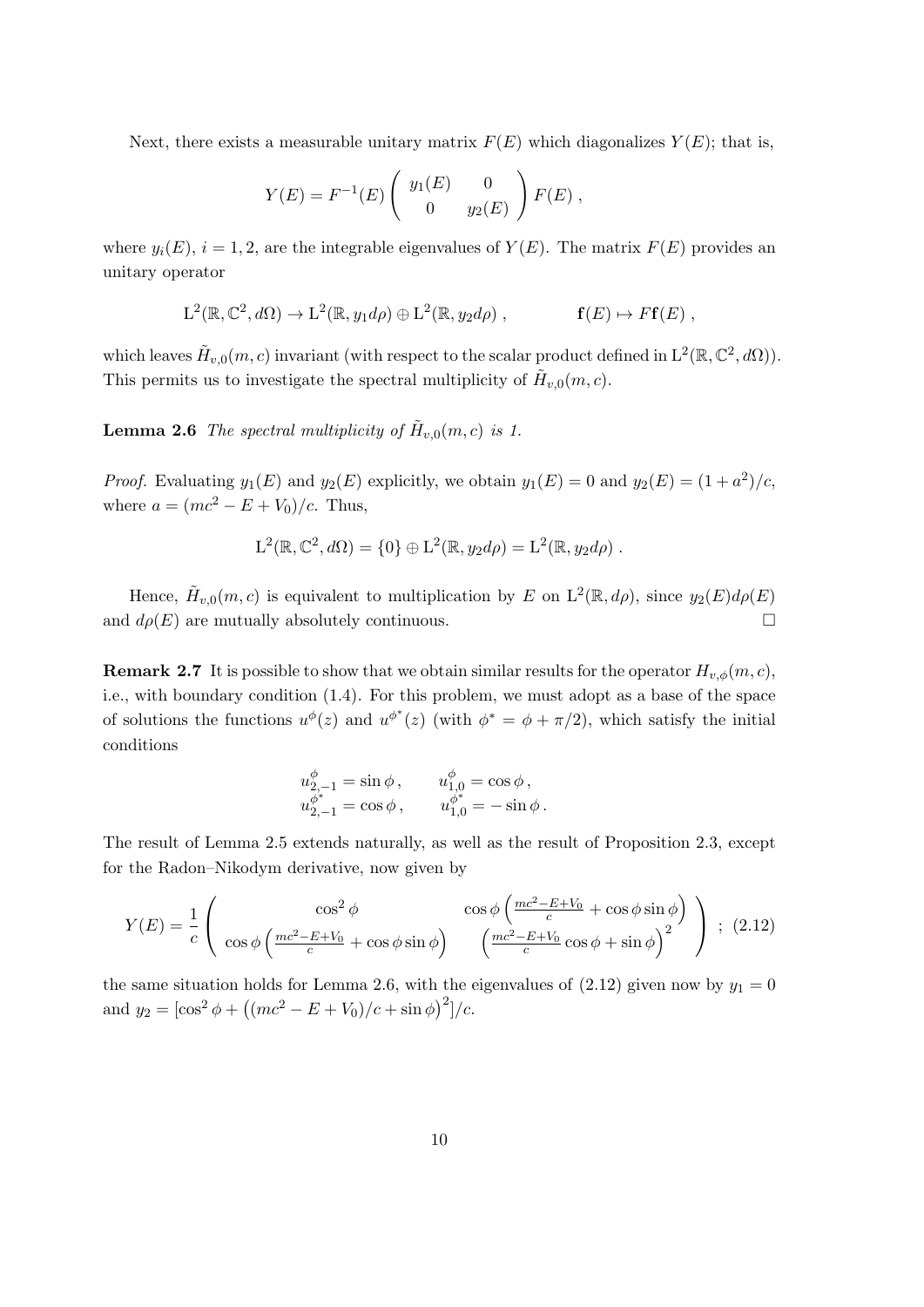Next, there exists a measurable unitary matrix $F(E)$ which diagonalizes $Y(E)$; that is,

$$
Y(E) = F^{-1}(E) \begin{pmatrix} y_1(E) & 0 \\ 0 & y_2(E) \end{pmatrix} F(E) ,
$$

where $y_i(E)$, $i = 1, 2$, are the integrable eigenvalues of $Y(E)$. The matrix $F(E)$ provides an unitary operator

$$
\mathrm{L}^2(\mathbb{R}, \mathbb{C}^2, d\Omega) \to \mathrm{L}^2(\mathbb{R}, y_1 d\rho) \oplus \mathrm{L}^2(\mathbb{R}, y_2 d\rho) , \qquad \mathbf{f}(E) \mapsto F\mathbf{f}(E) ,
$$

which leaves $\tilde{H}_{v,0}(m, c)$ invariant (with respect to the scalar product defined in $\mathrm{L}^2(\mathbb{R}, \mathbb{C}^2, d\Omega)$). This permits us to investigate the spectral multiplicity of $\tilde{H}_{v,0}(m, c)$.

**Lemma 2.6** *The spectral multiplicity of* $\tilde{H}_{v,0}(m, c)$ *is 1.*

*Proof.* Evaluating $y_1(E)$ and $y_2(E)$ explicitly, we obtain $y_1(E) = 0$ and $y_2(E) = (1 + a^2)/c$, where $a = (mc^2 - E + V_0)/c$. Thus,

$$
\mathrm{L}^2(\mathbb{R}, \mathbb{C}^2, d\Omega) = \{0\} \oplus \mathrm{L}^2(\mathbb{R}, y_2 d\rho) = \mathrm{L}^2(\mathbb{R}, y_2 d\rho) .
$$

Hence, $\tilde{H}_{v,0}(m, c)$ is equivalent to multiplication by $E$ on $\mathrm{L}^2(\mathbb{R}, d\rho)$, since $y_2(E)d\rho(E)$ and $d\rho(E)$ are mutually absolutely continuous. $\square$

**Remark 2.7** It is possible to show that we obtain similar results for the operator $H_{v,\phi}(m, c)$, i.e., with boundary condition (1.4). For this problem, we must adopt as a base of the space of solutions the functions $u^{\phi}(z)$ and $u^{\phi^*}(z)$ (with $\phi^* = \phi + \pi/2$), which satisfy the initial conditions

$$
\begin{aligned}
u^{\phi}_{2,-1} &= \sin\phi , \qquad & u^{\phi}_{1,0} &= \cos\phi , \\
u^{\phi^*}_{2,-1} &= \cos\phi , \qquad & u^{\phi^*}_{1,0} &= -\sin\phi .
\end{aligned}
$$

The result of Lemma 2.5 extends naturally, as well as the result of Proposition 2.3, except for the Radon–Nikodym derivative, now given by

$$
Y(E) = \frac{1}{c} \begin{pmatrix} \cos^2\phi & \cos\phi \left( \frac{mc^2 - E + V_0}{c} + \cos\phi \sin\phi \right) \\ \cos\phi \left( \frac{mc^2 - E + V_0}{c} + \cos\phi \sin\phi \right) & \left( \frac{mc^2 - E + V_0}{c} \cos\phi + \sin\phi \right)^2 \end{pmatrix} ; \quad (2.12)
$$

the same situation holds for Lemma 2.6, with the eigenvalues of (2.12) given now by $y_1 = 0$ and $y_2 = [\cos^2\phi + \left((mc^2 - E + V_0)/c + \sin\phi\right)^2]/c$.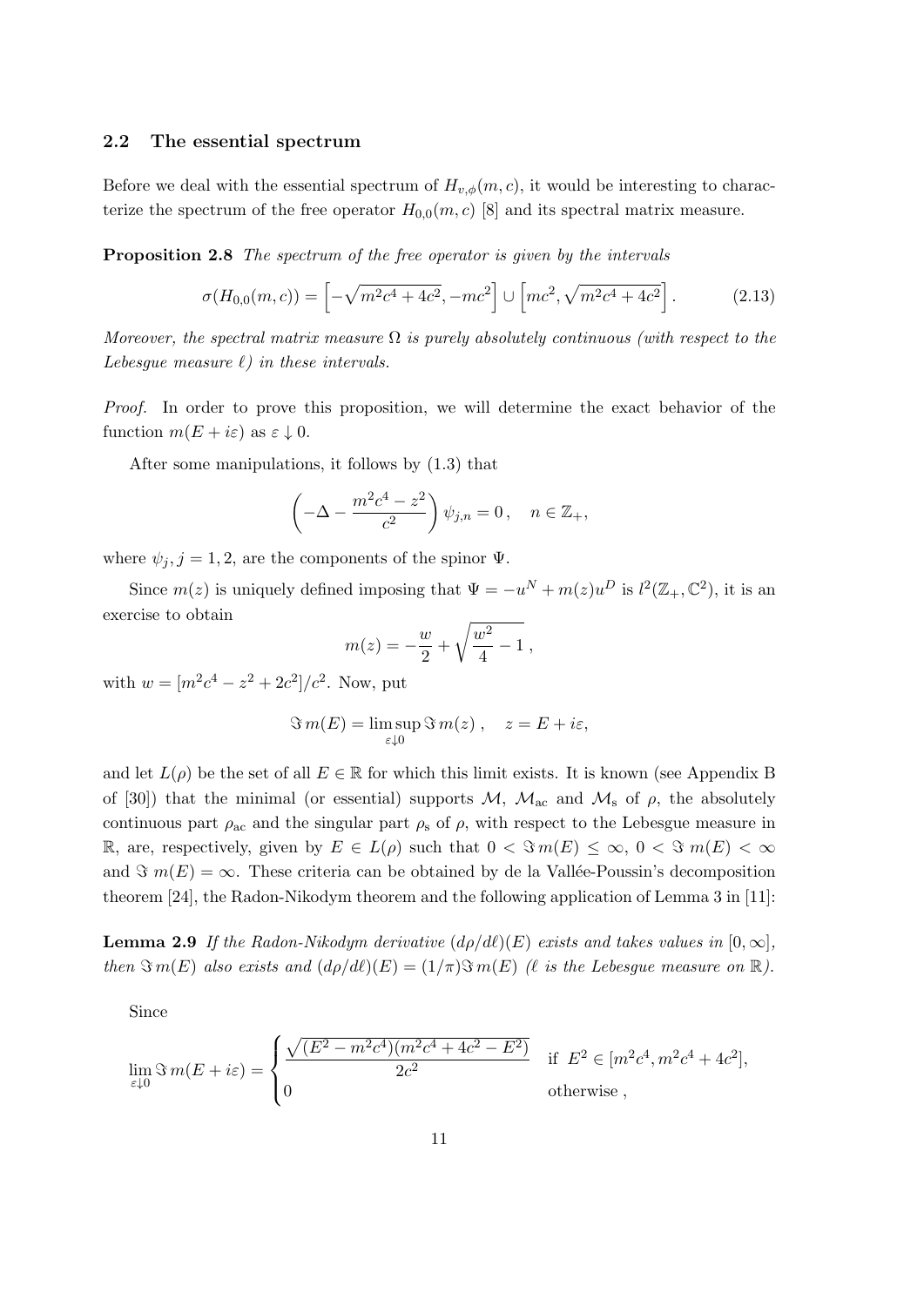### 2.2 The essential spectrum

Before we deal with the essential spectrum of $H_{v,\phi}(m,c)$, it would be interesting to characterize the spectrum of the free operator $H_{0,0}(m,c)$ [8] and its spectral matrix measure.

**Proposition 2.8** *The spectrum of the free operator is given by the intervals*

$$\sigma(H_{0,0}(m,c)) = \left[-\sqrt{m^2c^4+4c^2}, -mc^2\right] \cup \left[mc^2, \sqrt{m^2c^4+4c^2}\right]. \tag{2.13}$$

*Moreover, the spectral matrix measure $\Omega$ is purely absolutely continuous (with respect to the Lebesgue measure $\ell$) in these intervals.*

*Proof.* In order to prove this proposition, we will determine the exact behavior of the function $m(E+i\varepsilon)$ as $\varepsilon \downarrow 0$.

After some manipulations, it follows by (1.3) that

$$\left(-\Delta - \frac{m^2c^4 - z^2}{c^2}\right)\psi_{j,n} = 0\,, \quad n \in \mathbb{Z}_+,$$

where $\psi_j$, $j=1,2$, are the components of the spinor $\Psi$.

Since $m(z)$ is uniquely defined imposing that $\Psi = -u^N + m(z)u^D$ is $l^2(\mathbb{Z}_+, \mathbb{C}^2)$, it is an exercise to obtain

$$m(z) = -\frac{w}{2} + \sqrt{\frac{w^2}{4} - 1}\,,$$

with $w = [m^2c^4 - z^2 + 2c^2]/c^2$. Now, put

$$\Im\, m(E) = \limsup_{\varepsilon\downarrow 0} \Im\, m(z)\,, \quad z = E + i\varepsilon,$$

and let $L(\rho)$ be the set of all $E \in \mathbb{R}$ for which this limit exists. It is known (see Appendix B of [30]) that the minimal (or essential) supports $\mathcal{M}$, $\mathcal{M}_{\rm ac}$ and $\mathcal{M}_{\rm s}$ of $\rho$, the absolutely continuous part $\rho_{\rm ac}$ and the singular part $\rho_{\rm s}$ of $\rho$, with respect to the Lebesgue measure in $\mathbb{R}$, are, respectively, given by $E \in L(\rho)$ such that $0 < \Im\, m(E) \le \infty$, $0 < \Im\, m(E) < \infty$ and $\Im\, m(E) = \infty$. These criteria can be obtained by de la Vallée-Poussin's decomposition theorem [24], the Radon-Nikodym theorem and the following application of Lemma 3 in [11]:

**Lemma 2.9** *If the Radon-Nikodym derivative $(d\rho/d\ell)(E)$ exists and takes values in $[0,\infty]$, then $\Im\, m(E)$ also exists and $(d\rho/d\ell)(E) = (1/\pi)\Im\, m(E)$ ($\ell$ is the Lebesgue measure on $\mathbb{R}$).*

Since

$$\lim_{\varepsilon\downarrow 0} \Im\, m(E+i\varepsilon) = \begin{cases} \dfrac{\sqrt{(E^2 - m^2c^4)(m^2c^4 + 4c^2 - E^2)}}{2c^2} & \text{if } E^2 \in [m^2c^4, m^2c^4+4c^2], \\ 0 & \text{otherwise}\,, \end{cases}$$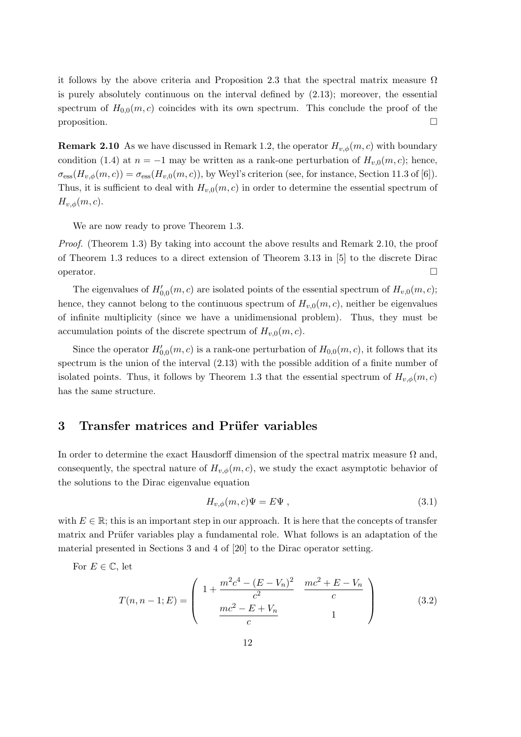it follows by the above criteria and Proposition 2.3 that the spectral matrix measure $\Omega$ is purely absolutely continuous on the interval defined by (2.13); moreover, the essential spectrum of $H_{0,0}(m,c)$ coincides with its own spectrum. This conclude the proof of the proposition. $\square$

**Remark 2.10** As we have discussed in Remark 1.2, the operator $H_{v,\phi}(m,c)$ with boundary condition (1.4) at $n=-1$ may be written as a rank-one perturbation of $H_{v,0}(m,c)$; hence, $\sigma_{\rm ess}(H_{v,\phi}(m,c)) = \sigma_{\rm ess}(H_{v,0}(m,c))$, by Weyl's criterion (see, for instance, Section 11.3 of [6]). Thus, it is sufficient to deal with $H_{v,0}(m,c)$ in order to determine the essential spectrum of $H_{v,\phi}(m,c)$.

We are now ready to prove Theorem 1.3.

*Proof.* (Theorem 1.3) By taking into account the above results and Remark 2.10, the proof of Theorem 1.3 reduces to a direct extension of Theorem 3.13 in [5] to the discrete Dirac operator. $\square$

The eigenvalues of $H'_{0,0}(m,c)$ are isolated points of the essential spectrum of $H_{v,0}(m,c)$; hence, they cannot belong to the continuous spectrum of $H_{v,0}(m,c)$, neither be eigenvalues of infinite multiplicity (since we have a unidimensional problem). Thus, they must be accumulation points of the discrete spectrum of $H_{v,0}(m,c)$.

Since the operator $H'_{0,0}(m,c)$ is a rank-one perturbation of $H_{0,0}(m,c)$, it follows that its spectrum is the union of the interval (2.13) with the possible addition of a finite number of isolated points. Thus, it follows by Theorem 1.3 that the essential spectrum of $H_{v,\phi}(m,c)$ has the same structure.

# 3 Transfer matrices and Prüfer variables

In order to determine the exact Hausdorff dimension of the spectral matrix measure $\Omega$ and, consequently, the spectral nature of $H_{v,\phi}(m,c)$, we study the exact asymptotic behavior of the solutions to the Dirac eigenvalue equation

$$H_{v,\phi}(m,c)\Psi = E\Psi \, , \tag{3.1}$$

with $E \in \mathbb{R}$; this is an important step in our approach. It is here that the concepts of transfer matrix and Prüfer variables play a fundamental role. What follows is an adaptation of the material presented in Sections 3 and 4 of [20] to the Dirac operator setting.

For $E \in \mathbb{C}$, let

$$T(n,n-1;E) = \begin{pmatrix} 1 + \dfrac{m^2c^4 - (E-V_n)^2}{c^2} & \dfrac{mc^2 + E - V_n}{c} \\ \dfrac{mc^2 - E + V_n}{c} & 1 \end{pmatrix} \tag{3.2}$$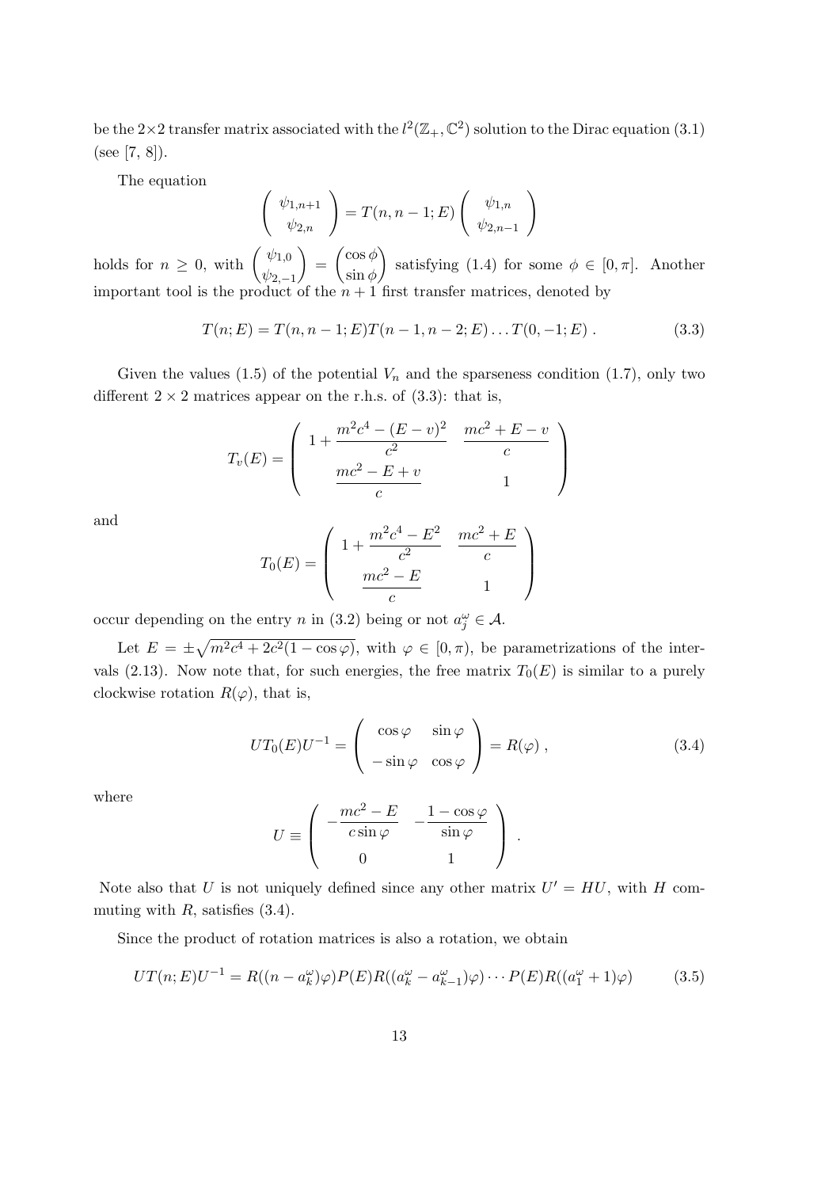be the $2\times 2$ transfer matrix associated with the $l^2(\mathbb{Z}_+, \mathbb{C}^2)$ solution to the Dirac equation (3.1) (see [7, 8]).

The equation

$$\left( \begin{array}{c} \psi_{1,n+1} \\ \psi_{2,n} \end{array} \right) = T(n, n-1; E) \left( \begin{array}{c} \psi_{1,n} \\ \psi_{2,n-1} \end{array} \right)$$

holds for $n \geq 0$, with $\begin{pmatrix} \psi_{1,0} \\ \psi_{2,-1} \end{pmatrix} = \begin{pmatrix} \cos\phi \\ \sin\phi \end{pmatrix}$ satisfying (1.4) for some $\phi \in [0, \pi]$. Another important tool is the product of the $n+1$ first transfer matrices, denoted by

$$T(n; E) = T(n, n-1; E)T(n-1, n-2; E)\dots T(0, -1; E)\ . \tag{3.3}$$

Given the values (1.5) of the potential $V_n$ and the sparseness condition (1.7), only two different $2\times 2$ matrices appear on the r.h.s. of (3.3): that is,

$$T_v(E) = \left( \begin{array}{cc} 1 + \dfrac{m^2c^4 - (E-v)^2}{c^2} & \dfrac{mc^2 + E - v}{c} \\ \dfrac{mc^2 - E + v}{c} & 1 \end{array} \right)$$

and

$$T_0(E) = \left( \begin{array}{cc} 1 + \dfrac{m^2c^4 - E^2}{c^2} & \dfrac{mc^2 + E}{c} \\ \dfrac{mc^2 - E}{c} & 1 \end{array} \right)$$

occur depending on the entry $n$ in (3.2) being or not $a_j^\omega \in \mathcal{A}$.

Let $E = \pm\sqrt{m^2c^4 + 2c^2(1-\cos\varphi)}$, with $\varphi \in [0, \pi)$, be parametrizations of the intervals (2.13). Now note that, for such energies, the free matrix $T_0(E)$ is similar to a purely clockwise rotation $R(\varphi)$, that is,

$$UT_0(E)U^{-1} = \left( \begin{array}{cc} \cos\varphi & \sin\varphi \\ -\sin\varphi & \cos\varphi \end{array} \right) = R(\varphi)\ , \tag{3.4}$$

where

$$U \equiv \left( \begin{array}{cc} -\dfrac{mc^2 - E}{c\sin\varphi} & -\dfrac{1-\cos\varphi}{\sin\varphi} \\ 0 & 1 \end{array} \right)\ .$$

Note also that $U$ is not uniquely defined since any other matrix $U' = HU$, with $H$ commuting with $R$, satisfies (3.4).

Since the product of rotation matrices is also a rotation, we obtain

$$UT(n; E)U^{-1} = R((n - a_k^\omega)\varphi)P(E)R((a_k^\omega - a_{k-1}^\omega)\varphi)\cdots P(E)R((a_1^\omega + 1)\varphi) \tag{3.5}$$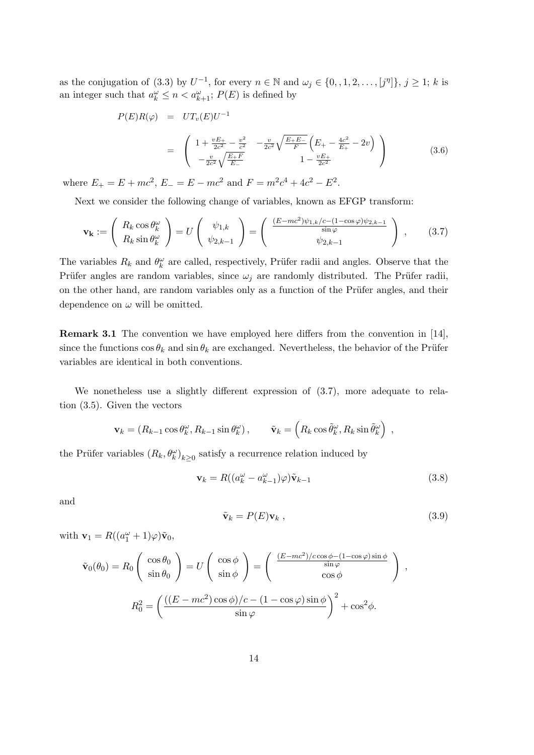as the conjugation of (3.3) by $U^{-1}$, for every $n \in \mathbb{N}$ and $\omega_j \in \{0, , 1, 2, \ldots, [j^\eta]\}$, $j \geq 1$; $k$ is an integer such that $a_k^\omega \leq n < a_{k+1}^\omega$; $P(E)$ is defined by

$$
\begin{aligned}
P(E)R(\varphi) &= UT_v(E)U^{-1} \\
&= \begin{pmatrix} 1 + \frac{vE_+}{2c^2} - \frac{v^2}{c^2} & -\frac{v}{2c^2}\sqrt{\frac{E_+E_-}{F}}\left(E_+ - \frac{4c^2}{E_+} - 2v\right) \\ -\frac{v}{2c^2}\sqrt{\frac{E_+F}{E_-}} & 1 - \frac{vE_+}{2c^2} \end{pmatrix}
\end{aligned} \tag{3.6}
$$

where $E_+ = E + mc^2$, $E_- = E - mc^2$ and $F = m^2c^4 + 4c^2 - E^2$.

Next we consider the following change of variables, known as EFGP transform:

$$
\mathbf{v_k} := \begin{pmatrix} R_k \cos\theta_k^\omega \\ R_k \sin\theta_k^\omega \end{pmatrix} = U \begin{pmatrix} \psi_{1,k} \\ \psi_{2,k-1} \end{pmatrix} = \begin{pmatrix} \frac{(E-mc^2)\psi_{1,k}/c - (1-\cos\varphi)\psi_{2,k-1}}{\sin\varphi} \\ \psi_{2,k-1} \end{pmatrix}, \tag{3.7}
$$

The variables $R_k$ and $\theta_k^\omega$ are called, respectively, Prüfer radii and angles. Observe that the Prüfer angles are random variables, since $\omega_j$ are randomly distributed. The Prüfer radii, on the other hand, are random variables only as a function of the Prüfer angles, and their dependence on $\omega$ will be omitted.

**Remark 3.1** The convention we have employed here differs from the convention in [14], since the functions $\cos\theta_k$ and $\sin\theta_k$ are exchanged. Nevertheless, the behavior of the Prüfer variables are identical in both conventions.

We nonetheless use a slightly different expression of (3.7), more adequate to relation (3.5). Given the vectors

$$
\mathbf{v}_k = (R_{k-1}\cos\theta_k^\omega, R_{k-1}\sin\theta_k^\omega), \qquad \tilde{\mathbf{v}}_k = \left(R_k\cos\tilde{\theta}_k^\omega, R_k\sin\tilde{\theta}_k^\omega\right),
$$

the Prüfer variables $(R_k, \theta_k^\omega)_{k\geq 0}$ satisfy a recurrence relation induced by

$$
\mathbf{v}_k = R((a_k^\omega - a_{k-1}^\omega)\varphi)\tilde{\mathbf{v}}_{k-1} \tag{3.8}
$$

and

$$
\tilde{\mathbf{v}}_k = P(E)\mathbf{v}_k, \tag{3.9}
$$

with $\mathbf{v}_1 = R((a_1^\omega + 1)\varphi)\tilde{\mathbf{v}}_0$,

$$
\tilde{\mathbf{v}}_0(\theta_0) = R_0 \begin{pmatrix} \cos\theta_0 \\ \sin\theta_0 \end{pmatrix} = U \begin{pmatrix} \cos\phi \\ \sin\phi \end{pmatrix} = \begin{pmatrix} \frac{(E-mc^2)/c\cos\phi - (1-\cos\varphi)\sin\phi}{\sin\varphi} \\ \cos\phi \end{pmatrix},
$$

$$
R_0^2 = \left(\frac{((E-mc^2)\cos\phi)/c - (1-\cos\varphi)\sin\phi}{\sin\varphi}\right)^2 + \cos^2\phi.
$$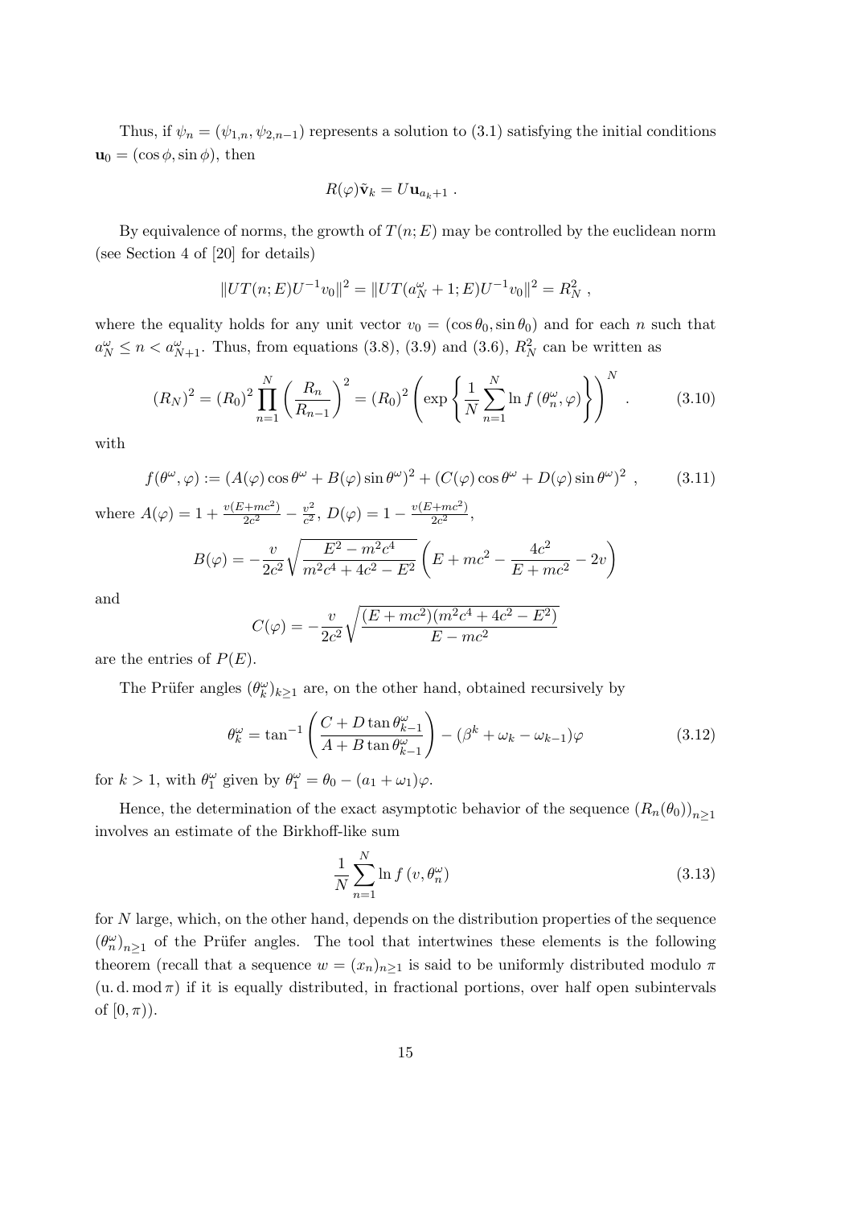Thus, if $\psi_n = (\psi_{1,n}, \psi_{2,n-1})$ represents a solution to (3.1) satisfying the initial conditions $\mathbf{u}_0 = (\cos\phi, \sin\phi)$, then

$$R(\varphi)\tilde{\mathbf{v}}_k = U\mathbf{u}_{a_k+1} \ .$$

By equivalence of norms, the growth of $T(n; E)$ may be controlled by the euclidean norm (see Section 4 of [20] for details)

$$\|UT(n;E)U^{-1}v_0\|^2 = \|UT(a_N^\omega + 1; E)U^{-1}v_0\|^2 = R_N^2 \ ,$$

where the equality holds for any unit vector $v_0 = (\cos\theta_0, \sin\theta_0)$ and for each $n$ such that $a_N^\omega \le n < a_{N+1}^\omega$. Thus, from equations (3.8), (3.9) and (3.6), $R_N^2$ can be written as

$$(R_N)^2 = (R_0)^2 \prod_{n=1}^{N} \left(\frac{R_n}{R_{n-1}}\right)^2 = (R_0)^2 \left(\exp\left\{\frac{1}{N}\sum_{n=1}^{N} \ln f\left(\theta_n^\omega, \varphi\right)\right\}\right)^N \ . \tag{3.10}$$

with

$$f(\theta^\omega, \varphi) := (A(\varphi)\cos\theta^\omega + B(\varphi)\sin\theta^\omega)^2 + (C(\varphi)\cos\theta^\omega + D(\varphi)\sin\theta^\omega)^2 \ , \tag{3.11}$$

where $A(\varphi) = 1 + \frac{v(E+mc^2)}{2c^2} - \frac{v^2}{c^2}$, $D(\varphi) = 1 - \frac{v(E+mc^2)}{2c^2}$,

$$B(\varphi) = -\frac{v}{2c^2}\sqrt{\frac{E^2 - m^2c^4}{m^2c^4 + 4c^2 - E^2}}\left(E + mc^2 - \frac{4c^2}{E+mc^2} - 2v\right)$$

and

$$C(\varphi) = -\frac{v}{2c^2}\sqrt{\frac{(E+mc^2)(m^2c^4 + 4c^2 - E^2)}{E - mc^2}}$$

are the entries of $P(E)$.

The Prüfer angles $(\theta_k^\omega)_{k\ge1}$ are, on the other hand, obtained recursively by

$$\theta_k^\omega = \tan^{-1}\left(\frac{C + D\tan\theta_{k-1}^\omega}{A + B\tan\theta_{k-1}^\omega}\right) - (\beta^k + \omega_k - \omega_{k-1})\varphi \tag{3.12}$$

for $k > 1$, with $\theta_1^\omega$ given by $\theta_1^\omega = \theta_0 - (a_1 + \omega_1)\varphi$.

Hence, the determination of the exact asymptotic behavior of the sequence $(R_n(\theta_0))_{n\ge1}$ involves an estimate of the Birkhoff-like sum

$$\frac{1}{N}\sum_{n=1}^{N} \ln f\left(v, \theta_n^\omega\right) \tag{3.13}$$

for $N$ large, which, on the other hand, depends on the distribution properties of the sequence $(\theta_n^\omega)_{n\ge1}$ of the Prüfer angles. The tool that intertwines these elements is the following theorem (recall that a sequence $w = (x_n)_{n\ge1}$ is said to be uniformly distributed modulo $\pi$ (u. d. mod $\pi$) if it is equally distributed, in fractional portions, over half open subintervals of $[0, \pi)$).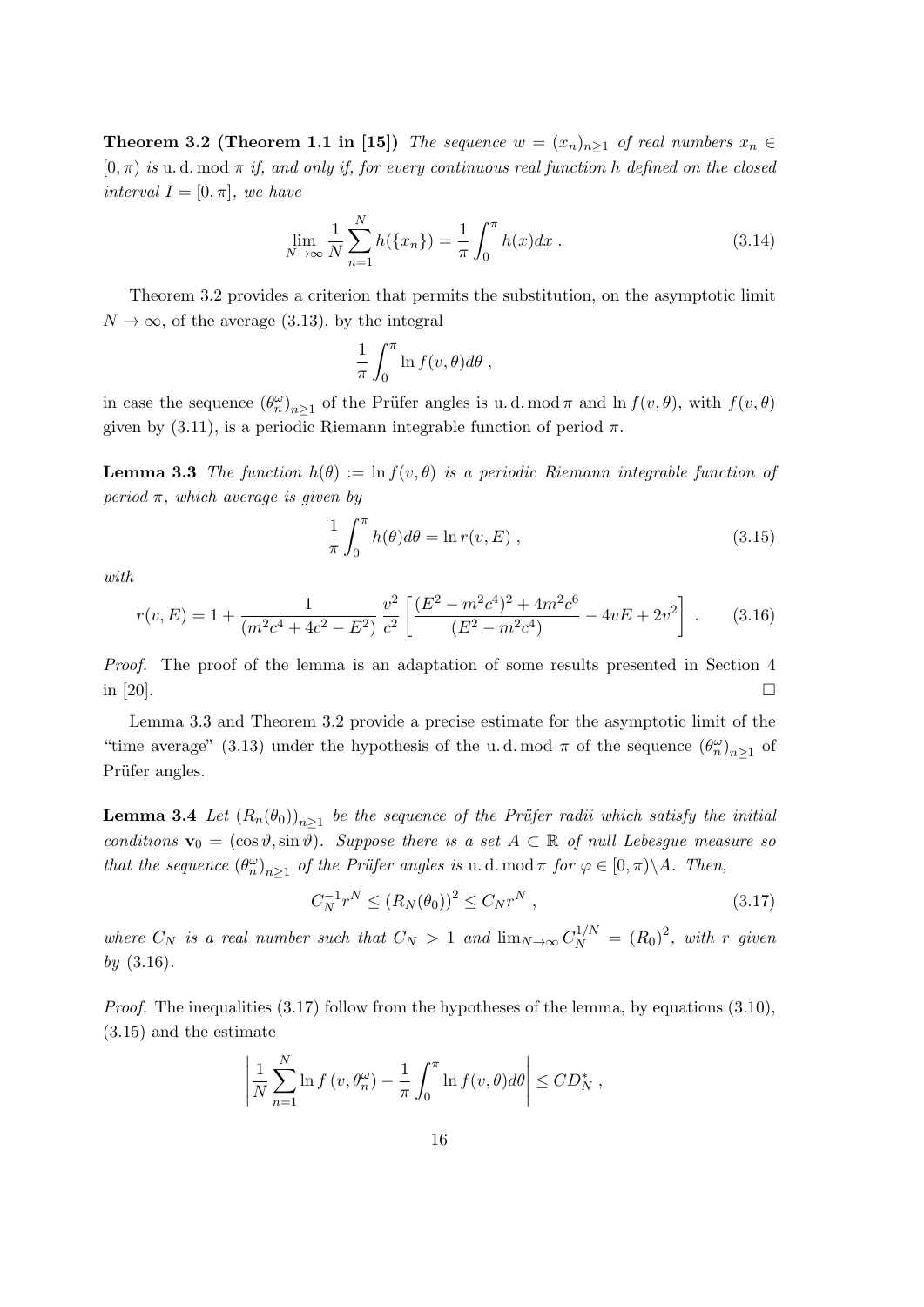**Theorem 3.2 (Theorem 1.1 in [15])** *The sequence $w = (x_n)_{n\geq 1}$ of real numbers $x_n \in [0,\pi)$ is* u. d. mod $\pi$ *if, and only if, for every continuous real function $h$ defined on the closed interval $I = [0,\pi]$, we have*

$$\lim_{N\to\infty} \frac{1}{N}\sum_{n=1}^{N} h(\{x_n\}) = \frac{1}{\pi}\int_0^{\pi} h(x)dx \; . \tag{3.14}$$

Theorem 3.2 provides a criterion that permits the substitution, on the asymptotic limit $N \to \infty$, of the average (3.13), by the integral

$$\frac{1}{\pi}\int_0^{\pi} \ln f(v,\theta)d\theta \; ,$$

in case the sequence $(\theta_n^\omega)_{n\geq 1}$ of the Prüfer angles is u. d. mod $\pi$ and $\ln f(v,\theta)$, with $f(v,\theta)$ given by (3.11), is a periodic Riemann integrable function of period $\pi$.

**Lemma 3.3** *The function $h(\theta) := \ln f(v,\theta)$ is a periodic Riemann integrable function of period $\pi$, which average is given by*

$$\frac{1}{\pi}\int_0^{\pi} h(\theta)d\theta = \ln r(v,E) \; , \tag{3.15}$$

*with*

$$r(v,E) = 1 + \frac{1}{(m^2c^4 + 4c^2 - E^2)}\,\frac{v^2}{c^2}\left[\frac{(E^2 - m^2c^4)^2 + 4m^2c^6}{(E^2 - m^2c^4)} - 4vE + 2v^2\right] \; . \tag{3.16}$$

*Proof.* The proof of the lemma is an adaptation of some results presented in Section 4 in [20]. $\square$

Lemma 3.3 and Theorem 3.2 provide a precise estimate for the asymptotic limit of the "time average" (3.13) under the hypothesis of the u. d. mod $\pi$ of the sequence $(\theta_n^\omega)_{n\geq 1}$ of Prüfer angles.

**Lemma 3.4** *Let $(R_n(\theta_0))_{n\geq 1}$ be the sequence of the Prüfer radii which satisfy the initial conditions $\mathbf{v}_0 = (\cos\vartheta, \sin\vartheta)$. Suppose there is a set $A \subset \mathbb{R}$ of null Lebesgue measure so that the sequence $(\theta_n^\omega)_{n\geq 1}$ of the Prüfer angles is* u. d. mod $\pi$ *for $\varphi \in [0,\pi)\backslash A$. Then,*

$$C_N^{-1} r^N \leq (R_N(\theta_0))^2 \leq C_N r^N \; , \tag{3.17}$$

*where $C_N$ is a real number such that $C_N > 1$ and $\lim_{N\to\infty} C_N^{1/N} = (R_0)^2$, with $r$ given by (3.16).*

*Proof.* The inequalities (3.17) follow from the hypotheses of the lemma, by equations (3.10), (3.15) and the estimate

$$\left|\frac{1}{N}\sum_{n=1}^{N} \ln f\left(v,\theta_n^\omega\right) - \frac{1}{\pi}\int_0^{\pi} \ln f(v,\theta)d\theta\right| \leq C D_N^* \; ,$$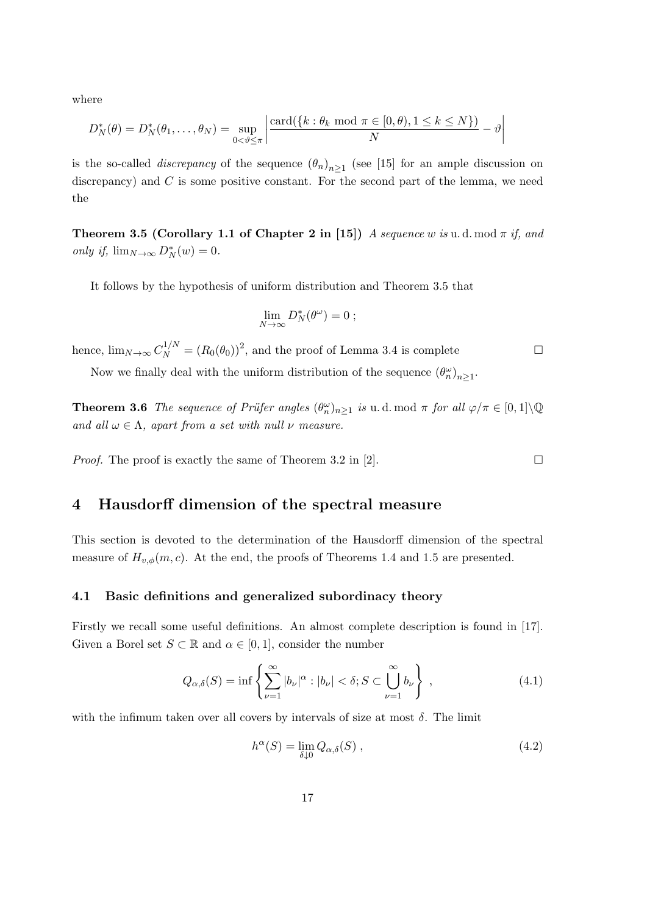where

$$D_N^*(\theta) = D_N^*(\theta_1, \ldots, \theta_N) = \sup_{0<\vartheta\leq\pi} \left| \frac{\text{card}(\{k : \theta_k \bmod \pi \in [0, \theta), 1 \leq k \leq N\})}{N} - \vartheta \right|$$

is the so-called *discrepancy* of the sequence $(\theta_n)_{n\geq 1}$ (see [15] for an ample discussion on discrepancy) and $C$ is some positive constant. For the second part of the lemma, we need the

**Theorem 3.5 (Corollary 1.1 of Chapter 2 in [15])** *A sequence $w$ is u. d. mod $\pi$ if, and only if, $\lim_{N\to\infty} D_N^*(w) = 0$.*

It follows by the hypothesis of uniform distribution and Theorem 3.5 that

$$\lim_{N\to\infty} D_N^*(\theta^\omega) = 0 ;$$

hence, $\lim_{N\to\infty} C_N^{1/N} = (R_0(\theta_0))^2$, and the proof of Lemma 3.4 is complete □

Now we finally deal with the uniform distribution of the sequence $(\theta_n^\omega)_{n\geq 1}$.

**Theorem 3.6** *The sequence of Prüfer angles $(\theta_n^\omega)_{n\geq 1}$ is u. d. mod $\pi$ for all $\varphi/\pi \in [0, 1]\backslash\mathbb{Q}$ and all $\omega \in \Lambda$, apart from a set with null $\nu$ measure.*

*Proof.* The proof is exactly the same of Theorem 3.2 in [2]. □

## 4 Hausdorff dimension of the spectral measure

This section is devoted to the determination of the Hausdorff dimension of the spectral measure of $H_{v,\phi}(m, c)$. At the end, the proofs of Theorems 1.4 and 1.5 are presented.

### 4.1 Basic definitions and generalized subordinacy theory

Firstly we recall some useful definitions. An almost complete description is found in [17]. Given a Borel set $S \subset \mathbb{R}$ and $\alpha \in [0, 1]$, consider the number

$$Q_{\alpha,\delta}(S) = \inf \left\{ \sum_{\nu=1}^{\infty} |b_\nu|^\alpha : |b_\nu| < \delta; S \subset \bigcup_{\nu=1}^{\infty} b_\nu \right\} , \tag{4.1}$$

with the infimum taken over all covers by intervals of size at most $\delta$. The limit

$$h^\alpha(S) = \lim_{\delta\downarrow 0} Q_{\alpha,\delta}(S) , \tag{4.2}$$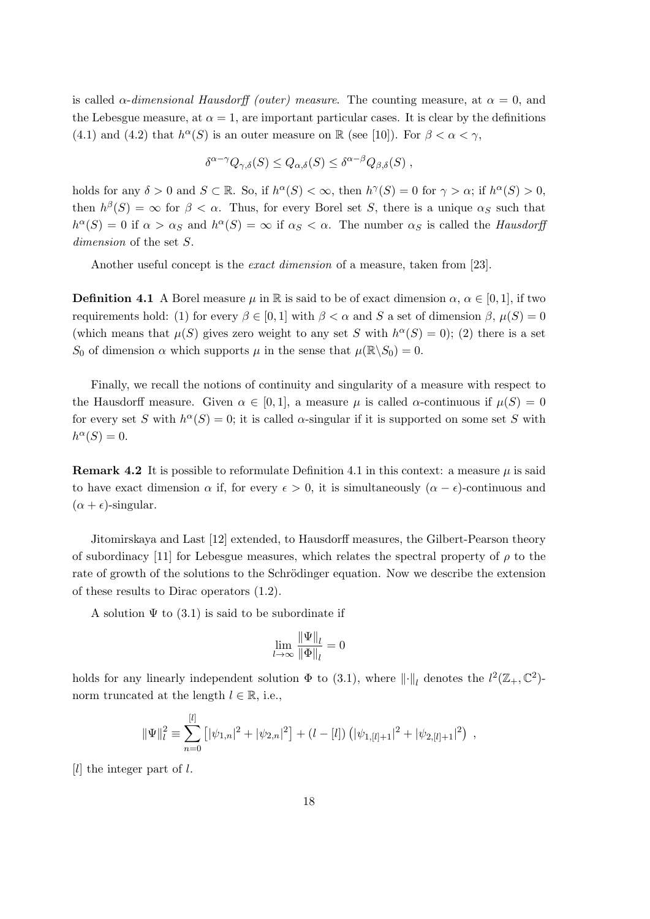is called *α-dimensional Hausdorff (outer) measure*. The counting measure, at $\alpha = 0$, and the Lebesgue measure, at $\alpha = 1$, are important particular cases. It is clear by the definitions (4.1) and (4.2) that $h^\alpha(S)$ is an outer measure on $\mathbb{R}$ (see [10]). For $\beta < \alpha < \gamma$,

$$\delta^{\alpha-\gamma} Q_{\gamma,\delta}(S) \le Q_{\alpha,\delta}(S) \le \delta^{\alpha-\beta} Q_{\beta,\delta}(S) \ ,$$

holds for any $\delta > 0$ and $S \subset \mathbb{R}$. So, if $h^\alpha(S) < \infty$, then $h^\gamma(S) = 0$ for $\gamma > \alpha$; if $h^\alpha(S) > 0$, then $h^\beta(S) = \infty$ for $\beta < \alpha$. Thus, for every Borel set $S$, there is a unique $\alpha_S$ such that $h^\alpha(S) = 0$ if $\alpha > \alpha_S$ and $h^\alpha(S) = \infty$ if $\alpha_S < \alpha$. The number $\alpha_S$ is called the *Hausdorff dimension* of the set $S$.

Another useful concept is the *exact dimension* of a measure, taken from [23].

**Definition 4.1** A Borel measure $\mu$ in $\mathbb{R}$ is said to be of exact dimension $\alpha$, $\alpha \in [0,1]$, if two requirements hold: (1) for every $\beta \in [0,1]$ with $\beta < \alpha$ and $S$ a set of dimension $\beta$, $\mu(S) = 0$ (which means that $\mu(S)$ gives zero weight to any set $S$ with $h^\alpha(S) = 0$); (2) there is a set $S_0$ of dimension $\alpha$ which supports $\mu$ in the sense that $\mu(\mathbb{R}\backslash S_0) = 0$.

Finally, we recall the notions of continuity and singularity of a measure with respect to the Hausdorff measure. Given $\alpha \in [0,1]$, a measure $\mu$ is called $\alpha$-continuous if $\mu(S) = 0$ for every set $S$ with $h^\alpha(S) = 0$; it is called $\alpha$-singular if it is supported on some set $S$ with $h^\alpha(S) = 0$.

**Remark 4.2** It is possible to reformulate Definition 4.1 in this context: a measure $\mu$ is said to have exact dimension $\alpha$ if, for every $\epsilon > 0$, it is simultaneously $(\alpha - \epsilon)$-continuous and $(\alpha + \epsilon)$-singular.

Jitomirskaya and Last [12] extended, to Hausdorff measures, the Gilbert-Pearson theory of subordinacy [11] for Lebesgue measures, which relates the spectral property of $\rho$ to the rate of growth of the solutions to the Schrödinger equation. Now we describe the extension of these results to Dirac operators (1.2).

A solution $\Psi$ to (3.1) is said to be subordinate if

$$\lim_{l\to\infty} \frac{\|\Psi\|_l}{\|\Phi\|_l} = 0$$

holds for any linearly independent solution $\Phi$ to (3.1), where $\|\cdot\|_l$ denotes the $l^2(\mathbb{Z}_+, \mathbb{C}^2)$-norm truncated at the length $l \in \mathbb{R}$, i.e.,

$$\|\Psi\|_l^2 \equiv \sum_{n=0}^{[l]} \left[|\psi_{1,n}|^2 + |\psi_{2,n}|^2\right] + (l - [l]) \left(|\psi_{1,[l]+1}|^2 + |\psi_{2,[l]+1}|^2\right) \ ,$$

$[l]$ the integer part of $l$.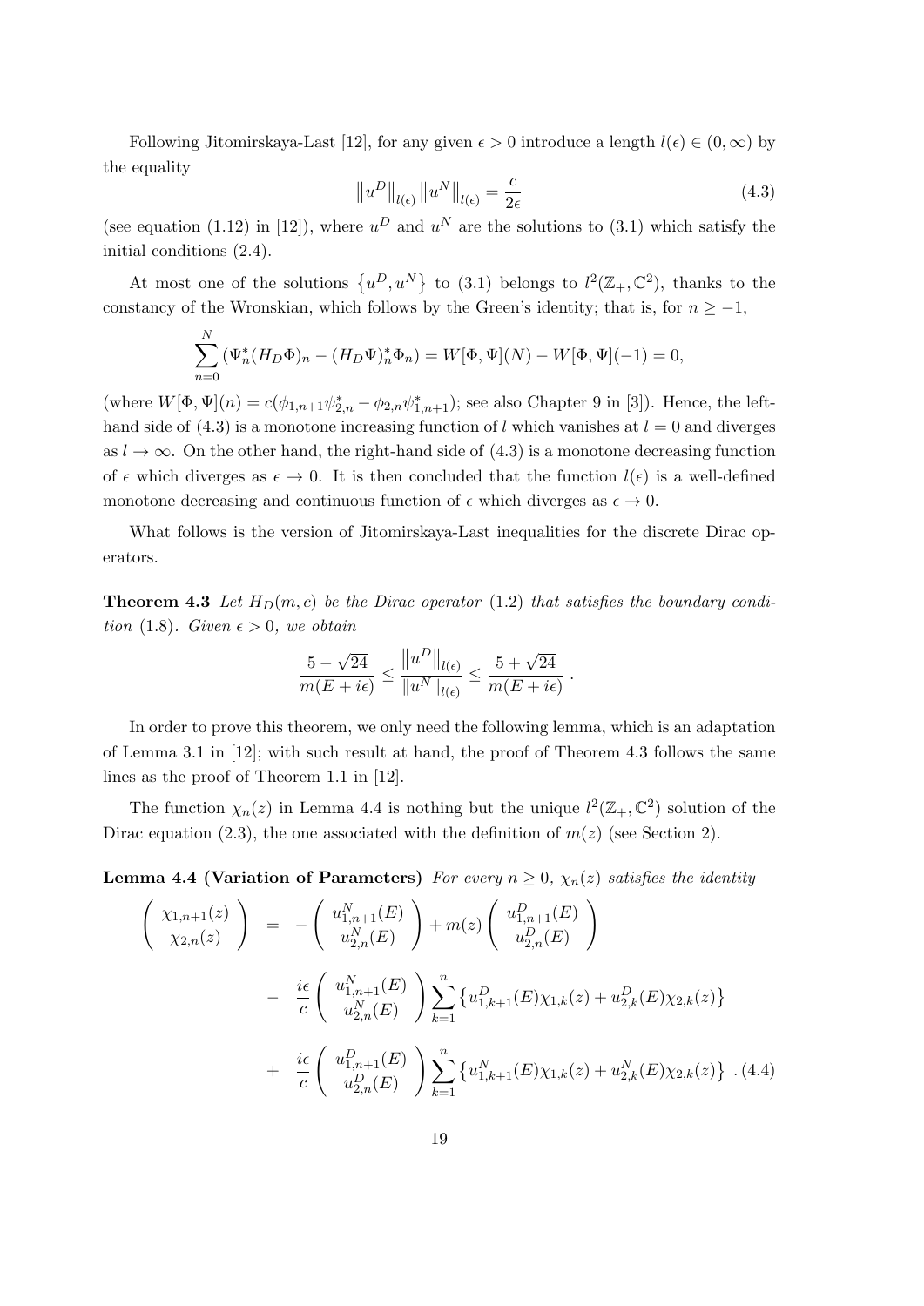Following Jitomirskaya-Last [12], for any given $\epsilon > 0$ introduce a length $l(\epsilon) \in (0, \infty)$ by the equality

$$\left\|u^D\right\|_{l(\epsilon)} \left\|u^N\right\|_{l(\epsilon)} = \frac{c}{2\epsilon} \tag{4.3}$$

(see equation (1.12) in [12]), where $u^D$ and $u^N$ are the solutions to (3.1) which satisfy the initial conditions (2.4).

At most one of the solutions $\{u^D, u^N\}$ to (3.1) belongs to $l^2(\mathbb{Z}_+, \mathbb{C}^2)$, thanks to the constancy of the Wronskian, which follows by the Green's identity; that is, for $n \geq -1$,

$$\sum_{n=0}^{N} \left(\Psi_n^* (H_D \Phi)_n - (H_D \Psi)_n^* \Phi_n\right) = W[\Phi, \Psi](N) - W[\Phi, \Psi](-1) = 0,$$

(where $W[\Phi, \Psi](n) = c(\phi_{1,n+1}\psi_{2,n}^* - \phi_{2,n}\psi_{1,n+1}^*)$; see also Chapter 9 in [3]). Hence, the left-hand side of (4.3) is a monotone increasing function of $l$ which vanishes at $l = 0$ and diverges as $l \to \infty$. On the other hand, the right-hand side of (4.3) is a monotone decreasing function of $\epsilon$ which diverges as $\epsilon \to 0$. It is then concluded that the function $l(\epsilon)$ is a well-defined monotone decreasing and continuous function of $\epsilon$ which diverges as $\epsilon \to 0$.

What follows is the version of Jitomirskaya-Last inequalities for the discrete Dirac operators.

**Theorem 4.3** *Let $H_D(m, c)$ be the Dirac operator (1.2) that satisfies the boundary condition (1.8). Given $\epsilon > 0$, we obtain*

$$\frac{5 - \sqrt{24}}{m(E + i\epsilon)} \leq \frac{\left\|u^D\right\|_{l(\epsilon)}}{\left\|u^N\right\|_{l(\epsilon)}} \leq \frac{5 + \sqrt{24}}{m(E + i\epsilon)}\,.$$

In order to prove this theorem, we only need the following lemma, which is an adaptation of Lemma 3.1 in [12]; with such result at hand, the proof of Theorem 4.3 follows the same lines as the proof of Theorem 1.1 in [12].

The function $\chi_n(z)$ in Lemma 4.4 is nothing but the unique $l^2(\mathbb{Z}_+, \mathbb{C}^2)$ solution of the Dirac equation (2.3), the one associated with the definition of $m(z)$ (see Section 2).

**Lemma 4.4 (Variation of Parameters)** *For every $n \geq 0$, $\chi_n(z)$ satisfies the identity*

$$\begin{aligned}
\begin{pmatrix} \chi_{1,n+1}(z) \\ \chi_{2,n}(z) \end{pmatrix} &= -\begin{pmatrix} u_{1,n+1}^N(E) \\ u_{2,n}^N(E) \end{pmatrix} + m(z) \begin{pmatrix} u_{1,n+1}^D(E) \\ u_{2,n}^D(E) \end{pmatrix} \\
&- \frac{i\epsilon}{c} \begin{pmatrix} u_{1,n+1}^N(E) \\ u_{2,n}^N(E) \end{pmatrix} \sum_{k=1}^{n} \left\{ u_{1,k+1}^D(E)\chi_{1,k}(z) + u_{2,k}^D(E)\chi_{2,k}(z) \right\} \\
&+ \frac{i\epsilon}{c} \begin{pmatrix} u_{1,n+1}^D(E) \\ u_{2,n}^D(E) \end{pmatrix} \sum_{k=1}^{n} \left\{ u_{1,k+1}^N(E)\chi_{1,k}(z) + u_{2,k}^N(E)\chi_{2,k}(z) \right\}\,. 
\end{aligned} \tag{4.4}$$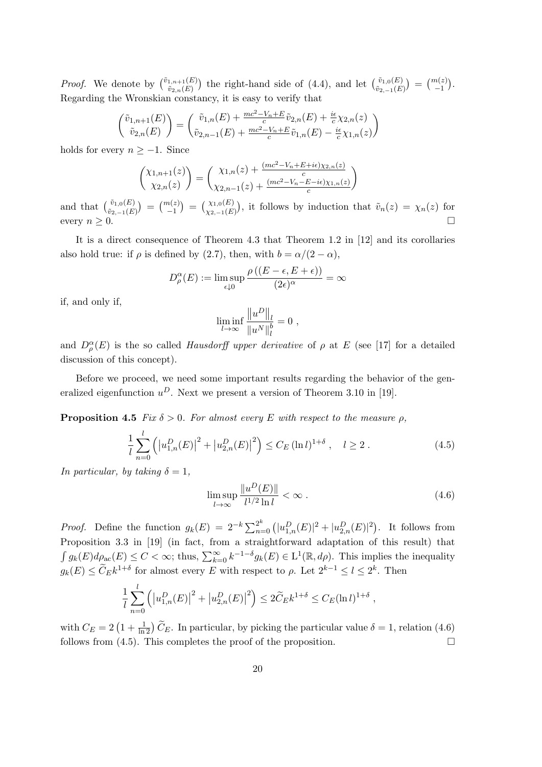*Proof.* We denote by $\binom{\tilde{v}_{1,n+1}(E)}{\tilde{v}_{2,n}(E)}$ the right-hand side of (4.4), and let $\binom{\tilde{v}_{1,0}(E)}{\tilde{v}_{2,-1}(E)} = \binom{m(z)}{-1}$. Regarding the Wronskian constancy, it is easy to verify that

$$\begin{pmatrix} \tilde{v}_{1,n+1}(E) \\ \tilde{v}_{2,n}(E) \end{pmatrix} = \begin{pmatrix} \tilde{v}_{1,n}(E) + \frac{mc^2 - V_n + E}{c} \tilde{v}_{2,n}(E) + \frac{i\epsilon}{c}\chi_{2,n}(z) \\ \tilde{v}_{2,n-1}(E) + \frac{mc^2 - V_n + E}{c} \tilde{v}_{1,n}(E) - \frac{i\epsilon}{c}\chi_{1,n}(z) \end{pmatrix}$$

holds for every $n \geq -1$. Since

$$\begin{pmatrix} \chi_{1,n+1}(z) \\ \chi_{2,n}(z) \end{pmatrix} = \begin{pmatrix} \chi_{1,n}(z) + \frac{(mc^2 - V_n + E + i\epsilon)\chi_{2,n}(z)}{c} \\ \chi_{2,n-1}(z) + \frac{(mc^2 - V_n - E - i\epsilon)\chi_{1,n}(z)}{c} \end{pmatrix}$$

and that $\binom{\tilde{v}_{1,0}(E)}{\tilde{v}_{2,-1}(E)} = \binom{m(z)}{-1} = \binom{\chi_{1,0}(E)}{\chi_{2,-1}(E)}$, it follows by induction that $\tilde{v}_n(z) = \chi_n(z)$ for every $n \geq 0$. $\square$

It is a direct consequence of Theorem 4.3 that Theorem 1.2 in [12] and its corollaries also hold true: if $\rho$ is defined by (2.7), then, with $b = \alpha/(2-\alpha)$,

$$D^\alpha_\rho(E) := \limsup_{\epsilon \downarrow 0} \frac{\rho\left((E-\epsilon, E+\epsilon)\right)}{(2\epsilon)^\alpha} = \infty$$

if, and only if,

$$\liminf_{l\to\infty} \frac{\left\|u^D\right\|_l}{\left\|u^N\right\|_l^b} = 0 \ ,$$

and $D^\alpha_\rho(E)$ is the so called *Hausdorff upper derivative* of $\rho$ at $E$ (see [17] for a detailed discussion of this concept).

Before we proceed, we need some important results regarding the behavior of the generalized eigenfunction $u^D$. Next we present a version of Theorem 3.10 in [19].

**Proposition 4.5** *Fix $\delta > 0$. For almost every $E$ with respect to the measure $\rho$,*

$$\frac{1}{l}\sum_{n=0}^{l}\left(\left|u^D_{1,n}(E)\right|^2 + \left|u^D_{2,n}(E)\right|^2\right) \leq C_E\,(\ln l)^{1+\delta}\ , \quad l \geq 2\ . \tag{4.5}$$

*In particular, by taking $\delta = 1$,*

$$\limsup_{l\to\infty} \frac{\|u^D(E)\|}{l^{1/2}\ln l} < \infty\ . \tag{4.6}$$

*Proof.* Define the function $g_k(E) = 2^{-k}\sum_{n=0}^{2^k}\left(|u^D_{1,n}(E)|^2 + |u^D_{2,n}(E)|^2\right)$. It follows from Proposition 3.3 in [19] (in fact, from a straightforward adaptation of this result) that $\int g_k(E)d\rho_{\rm ac}(E) \leq C < \infty$; thus, $\sum_{k=0}^\infty k^{-1-\delta}g_k(E) \in \mathrm{L}^1(\mathbb{R}, d\rho)$. This implies the inequality $g_k(E) \leq \widetilde{C}_E k^{1+\delta}$ for almost every $E$ with respect to $\rho$. Let $2^{k-1} \leq l \leq 2^k$. Then

$$\frac{1}{l}\sum_{n=0}^{l}\left(\left|u^D_{1,n}(E)\right|^2 + \left|u^D_{2,n}(E)\right|^2\right) \leq 2\widetilde{C}_E k^{1+\delta} \leq C_E(\ln l)^{1+\delta}\ ,$$

with $C_E = 2\left(1 + \frac{1}{\ln 2}\right)\widetilde{C}_E$. In particular, by picking the particular value $\delta = 1$, relation (4.6) follows from (4.5). This completes the proof of the proposition. $\square$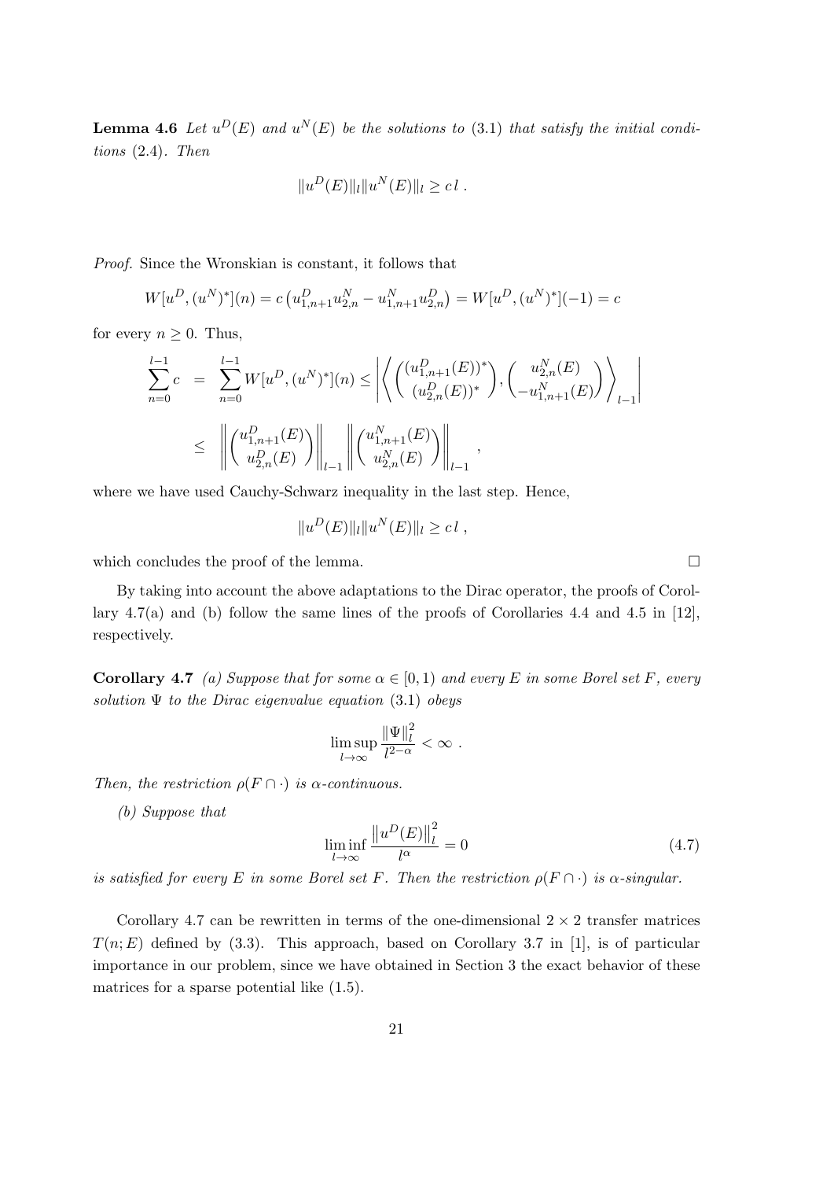**Lemma 4.6** *Let $u^D(E)$ and $u^N(E)$ be the solutions to* (3.1) *that satisfy the initial conditions* (2.4)*. Then*

$$\|u^D(E)\|_l \|u^N(E)\|_l \geq c\, l \ .$$

*Proof.* Since the Wronskian is constant, it follows that

$$W[u^D, (u^N)^*](n) = c\left(u^D_{1,n+1}u^N_{2,n} - u^N_{1,n+1}u^D_{2,n}\right) = W[u^D, (u^N)^*](-1) = c$$

for every $n \geq 0$. Thus,

$$\begin{aligned}
\sum_{n=0}^{l-1} c &= \sum_{n=0}^{l-1} W[u^D, (u^N)^*](n) \leq \left| \left\langle \begin{pmatrix} (u^D_{1,n+1}(E))^* \\ (u^D_{2,n}(E))^* \end{pmatrix}, \begin{pmatrix} u^N_{2,n}(E) \\ -u^N_{1,n+1}(E) \end{pmatrix} \right\rangle_{l-1} \right| \\
&\leq \left\| \begin{pmatrix} u^D_{1,n+1}(E) \\ u^D_{2,n}(E) \end{pmatrix} \right\|_{l-1} \left\| \begin{pmatrix} u^N_{1,n+1}(E) \\ u^N_{2,n}(E) \end{pmatrix} \right\|_{l-1} ,
\end{aligned}$$

where we have used Cauchy-Schwarz inequality in the last step. Hence,

$$\|u^D(E)\|_l \|u^N(E)\|_l \geq c\, l \ ,$$

which concludes the proof of the lemma. □

By taking into account the above adaptations to the Dirac operator, the proofs of Corollary 4.7(a) and (b) follow the same lines of the proofs of Corollaries 4.4 and 4.5 in [12], respectively.

**Corollary 4.7** *(a) Suppose that for some $\alpha \in [0,1)$ and every $E$ in some Borel set $F$, every solution $\Psi$ to the Dirac eigenvalue equation* (3.1) *obeys*

$$\limsup_{l\to\infty} \frac{\|\Psi\|_l^2}{l^{2-\alpha}} < \infty \ .$$

*Then, the restriction $\rho(F \cap \cdot)$ is $\alpha$-continuous.*

*(b) Suppose that*

$$\liminf_{l\to\infty} \frac{\left\|u^D(E)\right\|_l^2}{l^\alpha} = 0 \tag{4.7}$$

*is satisfied for every $E$ in some Borel set $F$. Then the restriction $\rho(F \cap \cdot)$ is $\alpha$-singular.*

Corollary 4.7 can be rewritten in terms of the one-dimensional $2 \times 2$ transfer matrices $T(n;E)$ defined by (3.3). This approach, based on Corollary 3.7 in [1], is of particular importance in our problem, since we have obtained in Section 3 the exact behavior of these matrices for a sparse potential like (1.5).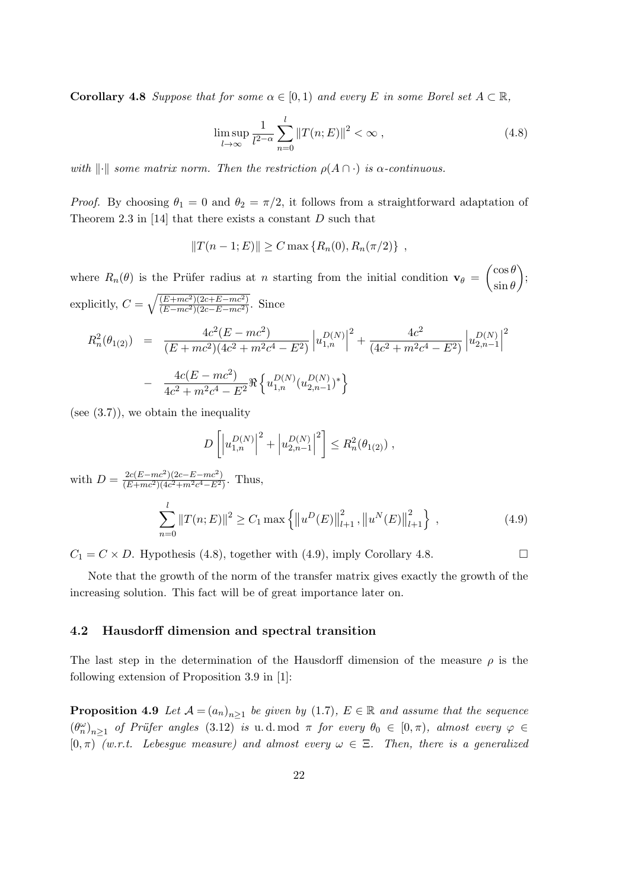**Corollary 4.8** *Suppose that for some $\alpha \in [0, 1)$ and every $E$ in some Borel set $A \subset \mathbb{R}$,*

$$\limsup_{l\to\infty} \frac{1}{l^{2-\alpha}} \sum_{n=0}^{l} \|T(n; E)\|^2 < \infty \ , \tag{4.8}$$

*with $\|\cdot\|$ some matrix norm. Then the restriction $\rho(A \cap \cdot)$ is $\alpha$-continuous.*

*Proof.* By choosing $\theta_1 = 0$ and $\theta_2 = \pi/2$, it follows from a straightforward adaptation of Theorem 2.3 in [14] that there exists a constant $D$ such that

$$\|T(n-1; E)\| \geq C \max\{R_n(0), R_n(\pi/2)\} \ ,$$

where $R_n(\theta)$ is the Prüfer radius at $n$ starting from the initial condition $\mathbf{v}_\theta = \begin{pmatrix} \cos\theta \\ \sin\theta \end{pmatrix}$; explicitly, $C = \sqrt{\frac{(E+mc^2)(2c+E-mc^2)}{(E-mc^2)(2c-E-mc^2)}}$. Since

$$\begin{aligned} R_n^2(\theta_{1(2)}) &= \frac{4c^2(E-mc^2)}{(E+mc^2)(4c^2+m^2c^4-E^2)} \left|u_{1,n}^{D(N)}\right|^2 + \frac{4c^2}{(4c^2+m^2c^4-E^2)} \left|u_{2,n-1}^{D(N)}\right|^2 \\ &- \frac{4c(E-mc^2)}{4c^2+m^2c^4-E^2} \Re\left\{u_{1,n}^{D(N)} (u_{2,n-1}^{D(N)})^*\right\} \end{aligned}$$

(see (3.7)), we obtain the inequality

$$D\left[\left|u_{1,n}^{D(N)}\right|^2 + \left|u_{2,n-1}^{D(N)}\right|^2\right] \leq R_n^2(\theta_{1(2)}) \ ,$$

with $D = \frac{2c(E-mc^2)(2c-E-mc^2)}{(E+mc^2)(4c^2+m^2c^4-E^2)}$. Thus,

$$\sum_{n=0}^{l} \|T(n; E)\|^2 \geq C_1 \max\left\{\left\|u^D(E)\right\|_{l+1}^2, \left\|u^N(E)\right\|_{l+1}^2\right\} \ , \tag{4.9}$$

$C_1 = C \times D$. Hypothesis (4.8), together with (4.9), imply Corollary 4.8. □

Note that the growth of the norm of the transfer matrix gives exactly the growth of the increasing solution. This fact will be of great importance later on.

### 4.2 Hausdorff dimension and spectral transition

The last step in the determination of the Hausdorff dimension of the measure $\rho$ is the following extension of Proposition 3.9 in [1]:

**Proposition 4.9** *Let $\mathcal{A} = (a_n)_{n\geq1}$ be given by (1.7), $E \in \mathbb{R}$ and assume that the sequence $(\theta_n^\omega)_{n\geq1}$ of Prüfer angles (3.12) is u. d. mod $\pi$ for every $\theta_0 \in [0, \pi)$, almost every $\varphi \in [0, \pi)$ (w.r.t. Lebesgue measure) and almost every $\omega \in \Xi$. Then, there is a generalized*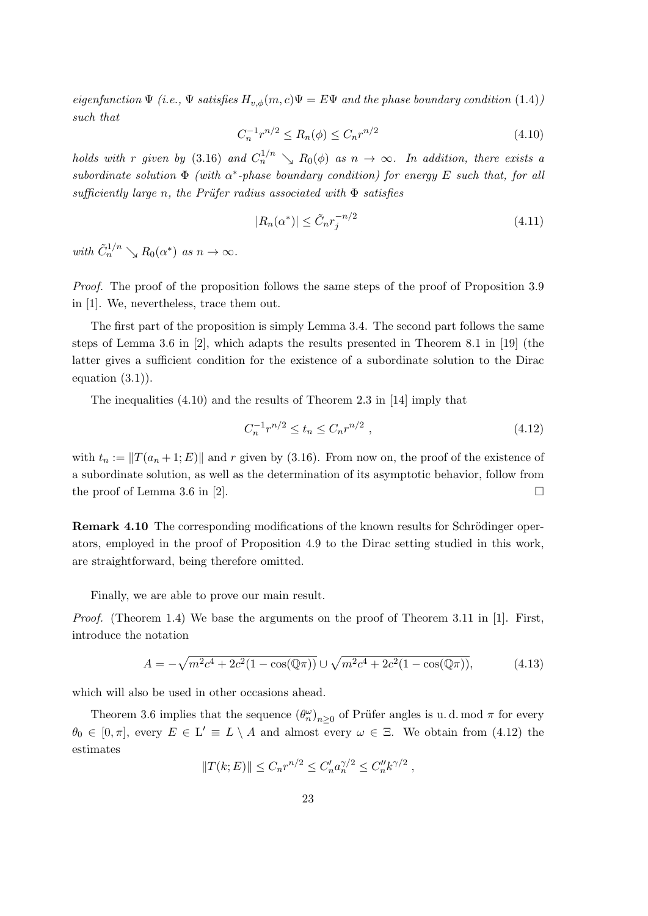*eigenfunction $\Psi$ (i.e., $\Psi$ satisfies $H_{v,\phi}(m,c)\Psi = E\Psi$ and the phase boundary condition (1.4)) such that*

$$C_n^{-1} r^{n/2} \leq R_n(\phi) \leq C_n r^{n/2} \tag{4.10}$$

*holds with $r$ given by (3.16) and $C_n^{1/n} \searrow R_0(\phi)$ as $n \to \infty$. In addition, there exists a subordinate solution $\Phi$ (with $\alpha^*$-phase boundary condition) for energy $E$ such that, for all sufficiently large $n$, the Prüfer radius associated with $\Phi$ satisfies*

$$|R_n(\alpha^*)| \leq \tilde{C}_n r_j^{-n/2} \tag{4.11}$$

*with $\tilde{C}_n^{1/n} \searrow R_0(\alpha^*)$ as $n \to \infty$.*

*Proof.* The proof of the proposition follows the same steps of the proof of Proposition 3.9 in [1]. We, nevertheless, trace them out.

The first part of the proposition is simply Lemma 3.4. The second part follows the same steps of Lemma 3.6 in [2], which adapts the results presented in Theorem 8.1 in [19] (the latter gives a sufficient condition for the existence of a subordinate solution to the Dirac equation (3.1)).

The inequalities (4.10) and the results of Theorem 2.3 in [14] imply that

$$C_n^{-1} r^{n/2} \leq t_n \leq C_n r^{n/2} \ , \tag{4.12}$$

with $t_n := \|T(a_n + 1; E)\|$ and $r$ given by (3.16). From now on, the proof of the existence of a subordinate solution, as well as the determination of its asymptotic behavior, follow from the proof of Lemma 3.6 in [2]. $\square$

**Remark 4.10** The corresponding modifications of the known results for Schrödinger operators, employed in the proof of Proposition 4.9 to the Dirac setting studied in this work, are straightforward, being therefore omitted.

Finally, we are able to prove our main result.

*Proof.* (Theorem 1.4) We base the arguments on the proof of Theorem 3.11 in [1]. First, introduce the notation

$$A = -\sqrt{m^2c^4 + 2c^2(1 - \cos(\mathbb{Q}\pi))} \cup \sqrt{m^2c^4 + 2c^2(1 - \cos(\mathbb{Q}\pi))}, \tag{4.13}$$

which will also be used in other occasions ahead.

Theorem 3.6 implies that the sequence $(\theta_n^\omega)_{n\geq 0}$ of Prüfer angles is u. d. mod $\pi$ for every $\theta_0 \in [0, \pi]$, every $E \in \mathrm{L}' \equiv L \setminus A$ and almost every $\omega \in \Xi$. We obtain from (4.12) the estimates

$$\|T(k; E)\| \leq C_n r^{n/2} \leq C_n' a_n^{\gamma/2} \leq C_n'' k^{\gamma/2} \ ,$$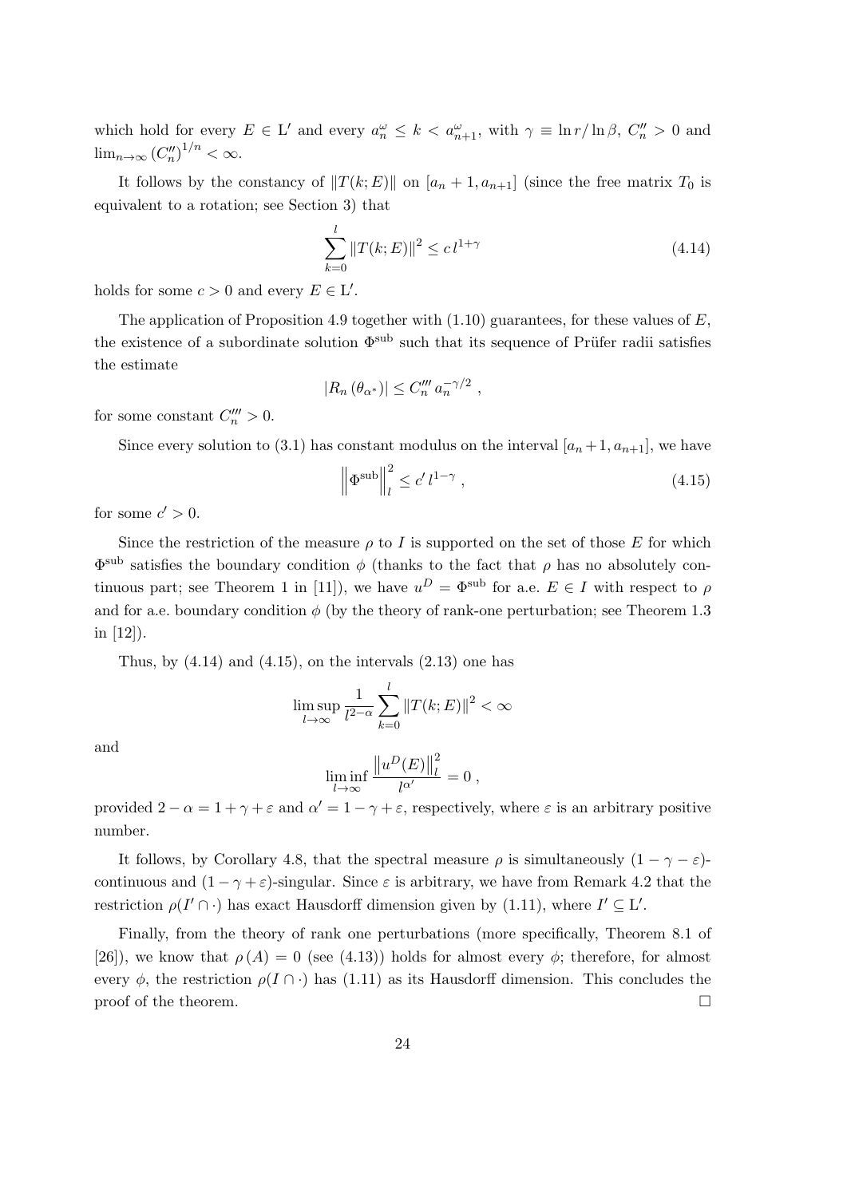which hold for every $E \in \mathrm{L}'$ and every $a_n^\omega \le k < a_{n+1}^\omega$, with $\gamma \equiv \ln r / \ln \beta$, $C_n'' > 0$ and $\lim_{n\to\infty} (C_n'')^{1/n} < \infty$.

It follows by the constancy of $\|T(k;E)\|$ on $[a_n+1, a_{n+1}]$ (since the free matrix $T_0$ is equivalent to a rotation; see Section 3) that

$$\sum_{k=0}^{l} \|T(k;E)\|^2 \le c\, l^{1+\gamma} \tag{4.14}$$

holds for some $c > 0$ and every $E \in \mathrm{L}'$.

The application of Proposition 4.9 together with (1.10) guarantees, for these values of $E$, the existence of a subordinate solution $\Phi^{\mathrm{sub}}$ such that its sequence of Prüfer radii satisfies the estimate

$$|R_n(\theta_{\alpha^*})| \le C_n''' \, a_n^{-\gamma/2} \, ,$$

for some constant $C_n''' > 0$.

Since every solution to (3.1) has constant modulus on the interval $[a_n+1, a_{n+1}]$, we have

$$\left\| \Phi^{\mathrm{sub}} \right\|_l^2 \le c'\, l^{1-\gamma} \, , \tag{4.15}$$

for some $c' > 0$.

Since the restriction of the measure $\rho$ to $I$ is supported on the set of those $E$ for which $\Phi^{\mathrm{sub}}$ satisfies the boundary condition $\phi$ (thanks to the fact that $\rho$ has no absolutely continuous part; see Theorem 1 in [11]), we have $u^D = \Phi^{\mathrm{sub}}$ for a.e. $E \in I$ with respect to $\rho$ and for a.e. boundary condition $\phi$ (by the theory of rank-one perturbation; see Theorem 1.3 in [12]).

Thus, by (4.14) and (4.15), on the intervals (2.13) one has

$$\limsup_{l\to\infty} \frac{1}{l^{2-\alpha}} \sum_{k=0}^{l} \|T(k;E)\|^2 < \infty$$

and

$$\liminf_{l\to\infty} \frac{\left\| u^D(E) \right\|_l^2}{l^{\alpha'}} = 0 \, ,$$

provided $2-\alpha = 1+\gamma+\varepsilon$ and $\alpha' = 1-\gamma+\varepsilon$, respectively, where $\varepsilon$ is an arbitrary positive number.

It follows, by Corollary 4.8, that the spectral measure $\rho$ is simultaneously $(1-\gamma-\varepsilon)$-continuous and $(1-\gamma+\varepsilon)$-singular. Since $\varepsilon$ is arbitrary, we have from Remark 4.2 that the restriction $\rho(I' \cap \cdot)$ has exact Hausdorff dimension given by (1.11), where $I' \subseteq \mathrm{L}'$.

Finally, from the theory of rank one perturbations (more specifically, Theorem 8.1 of [26]), we know that $\rho(A) = 0$ (see (4.13)) holds for almost every $\phi$; therefore, for almost every $\phi$, the restriction $\rho(I \cap \cdot)$ has (1.11) as its Hausdorff dimension. This concludes the proof of the theorem. $\square$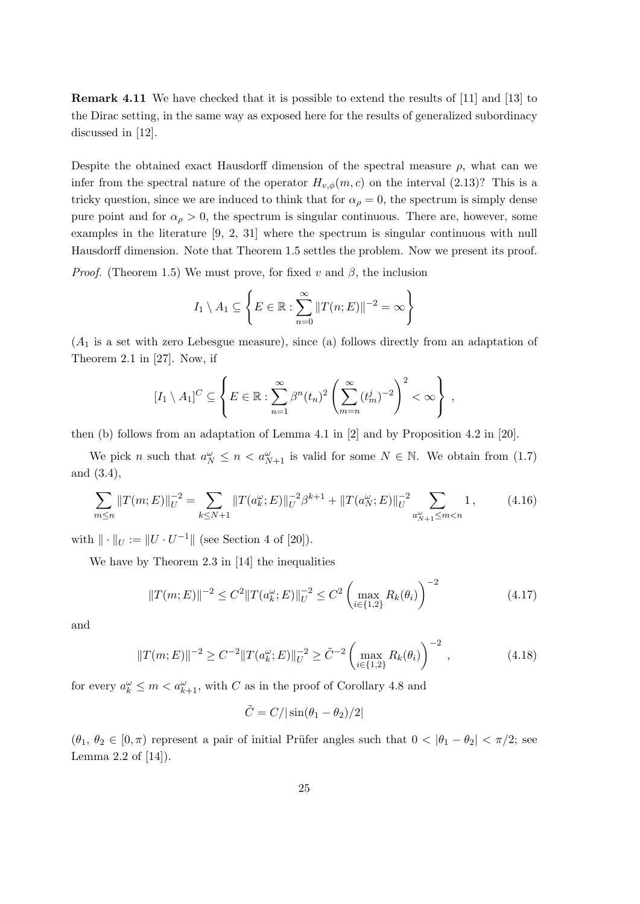**Remark 4.11** We have checked that it is possible to extend the results of [11] and [13] to the Dirac setting, in the same way as exposed here for the results of generalized subordinacy discussed in [12].

Despite the obtained exact Hausdorff dimension of the spectral measure $\rho$, what can we infer from the spectral nature of the operator $H_{v,\phi}(m,c)$ on the interval (2.13)? This is a tricky question, since we are induced to think that for $\alpha_\rho = 0$, the spectrum is simply dense pure point and for $\alpha_\rho > 0$, the spectrum is singular continuous. There are, however, some examples in the literature [9, 2, 31] where the spectrum is singular continuous with null Hausdorff dimension. Note that Theorem 1.5 settles the problem. Now we present its proof.

*Proof.* (Theorem 1.5) We must prove, for fixed $v$ and $\beta$, the inclusion

$$I_1 \setminus A_1 \subseteq \left\{ E \in \mathbb{R} : \sum_{n=0}^{\infty} \|T(n;E)\|^{-2} = \infty \right\}$$

($A_1$ is a set with zero Lebesgue measure), since (a) follows directly from an adaptation of Theorem 2.1 in [27]. Now, if

$$[I_1 \setminus A_1]^C \subseteq \left\{ E \in \mathbb{R} : \sum_{n=1}^{\infty} \beta^n (t_n)^2 \left( \sum_{m=n}^{\infty} (t_m^j)^{-2} \right)^2 < \infty \right\} ,$$

then (b) follows from an adaptation of Lemma 4.1 in [2] and by Proposition 4.2 in [20].

We pick $n$ such that $a_N^\omega \leq n < a_{N+1}^\omega$ is valid for some $N \in \mathbb{N}$. We obtain from (1.7) and (3.4),

$$\sum_{m \leq n} \|T(m;E)\|_U^{-2} = \sum_{k \leq N+1} \|T(a_k^\omega;E)\|_U^{-2} \beta^{k+1} + \|T(a_N^\omega;E)\|_U^{-2} \sum_{a_{N+1}^\omega \leq m < n} 1 , \tag{4.16}$$

with $\|\cdot\|_U := \|U \cdot U^{-1}\|$ (see Section 4 of [20]).

We have by Theorem 2.3 in [14] the inequalities

$$\|T(m;E)\|^{-2} \leq C^2 \|T(a_k^\omega;E)\|_U^{-2} \leq C^2 \left( \max_{i \in \{1,2\}} R_k(\theta_i) \right)^{-2} \tag{4.17}$$

and

$$\|T(m;E)\|^{-2} \geq C^{-2} \|T(a_k^\omega;E)\|_U^{-2} \geq \tilde{C}^{-2} \left( \max_{i \in \{1,2\}} R_k(\theta_i) \right)^{-2} , \tag{4.18}$$

for every $a_k^\omega \leq m < a_{k+1}^\omega$, with $C$ as in the proof of Corollary 4.8 and

$$\tilde{C} = C / |\sin(\theta_1 - \theta_2)/2|$$

($\theta_1$, $\theta_2 \in [0,\pi)$ represent a pair of initial Prüfer angles such that $0 < |\theta_1 - \theta_2| < \pi/2$; see Lemma 2.2 of [14]).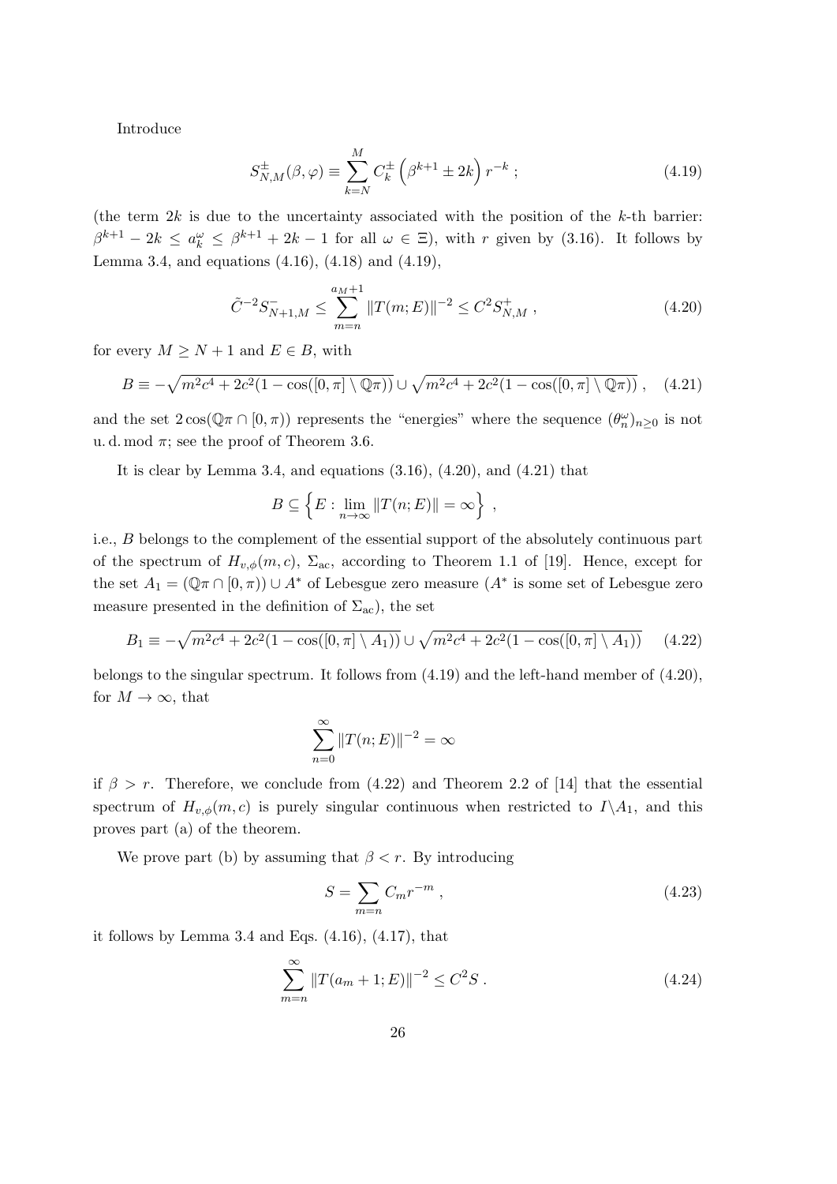Introduce

$$S^{\pm}_{N,M}(\beta,\varphi) \equiv \sum_{k=N}^{M} C^{\pm}_{k} \left(\beta^{k+1} \pm 2k\right) r^{-k} \; ; \tag{4.19}$$

(the term $2k$ is due to the uncertainty associated with the position of the $k$-th barrier: $\beta^{k+1} - 2k \leq a^{\omega}_{k} \leq \beta^{k+1} + 2k - 1$ for all $\omega \in \Xi$), with $r$ given by (3.16). It follows by Lemma 3.4, and equations (4.16), (4.18) and (4.19),

$$\tilde{C}^{-2} S^{-}_{N+1,M} \leq \sum_{m=n}^{a_M+1} \|T(m;E)\|^{-2} \leq C^2 S^{+}_{N,M} \; , \tag{4.20}$$

for every $M \geq N+1$ and $E \in B$, with

$$B \equiv -\sqrt{m^2c^4 + 2c^2(1-\cos([0,\pi]\setminus\mathbb{Q}\pi))} \cup \sqrt{m^2c^4 + 2c^2(1-\cos([0,\pi]\setminus\mathbb{Q}\pi))} \; , \tag{4.21}$$

and the set $2\cos(\mathbb{Q}\pi \cap [0,\pi))$ represents the "energies" where the sequence $(\theta^{\omega}_{n})_{n\geq 0}$ is not u. d. mod $\pi$; see the proof of Theorem 3.6.

It is clear by Lemma 3.4, and equations (3.16), (4.20), and (4.21) that

$$B \subseteq \left\{E : \lim_{n\to\infty} \|T(n;E)\| = \infty \right\} \; ,$$

i.e., $B$ belongs to the complement of the essential support of the absolutely continuous part of the spectrum of $H_{v,\phi}(m,c)$, $\Sigma_{\rm ac}$, according to Theorem 1.1 of [19]. Hence, except for the set $A_1 = (\mathbb{Q}\pi \cap [0,\pi)) \cup A^*$ of Lebesgue zero measure ($A^*$ is some set of Lebesgue zero measure presented in the definition of $\Sigma_{\rm ac}$), the set

$$B_1 \equiv -\sqrt{m^2c^4 + 2c^2(1-\cos([0,\pi]\setminus A_1))} \cup \sqrt{m^2c^4 + 2c^2(1-\cos([0,\pi]\setminus A_1))} \tag{4.22}$$

belongs to the singular spectrum. It follows from (4.19) and the left-hand member of (4.20), for $M \to \infty$, that

$$\sum_{n=0}^{\infty} \|T(n;E)\|^{-2} = \infty$$

if $\beta > r$. Therefore, we conclude from (4.22) and Theorem 2.2 of [14] that the essential spectrum of $H_{v,\phi}(m,c)$ is purely singular continuous when restricted to $I\backslash A_1$, and this proves part (a) of the theorem.

We prove part (b) by assuming that $\beta < r$. By introducing

$$S = \sum_{m=n} C_m r^{-m} \; , \tag{4.23}$$

it follows by Lemma 3.4 and Eqs. (4.16), (4.17), that

$$\sum_{m=n}^{\infty} \|T(a_m+1;E)\|^{-2} \leq C^2 S \; . \tag{4.24}$$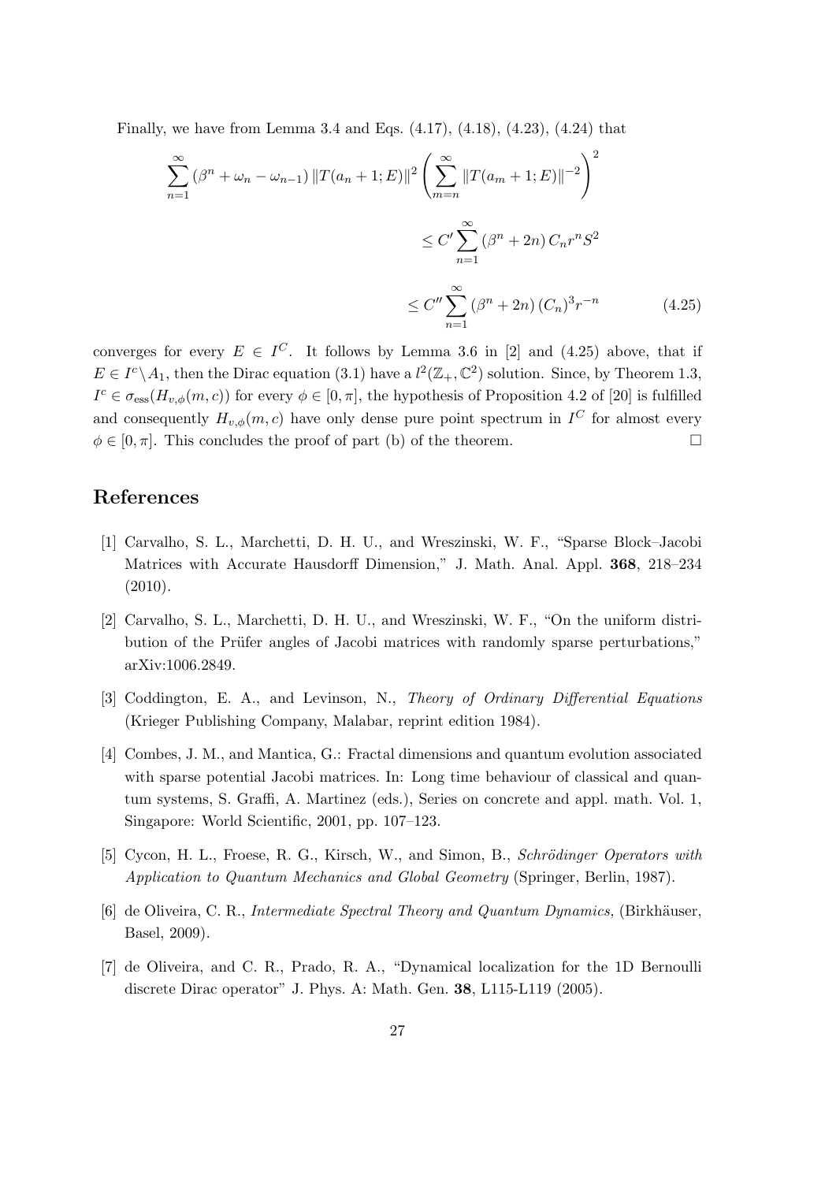Finally, we have from Lemma 3.4 and Eqs. (4.17), (4.18), (4.23), (4.24) that

$$
\begin{aligned}
\sum_{n=1}^{\infty} \left(\beta^n + \omega_n - \omega_{n-1}\right) \|T(a_n+1;E)\|^2 \left( \sum_{m=n}^{\infty} \|T(a_m+1;E)\|^{-2} \right)^2 \\
\leq C' \sum_{n=1}^{\infty} \left(\beta^n + 2n\right) C_n r^n S^2 \\
\leq C'' \sum_{n=1}^{\infty} \left(\beta^n + 2n\right) (C_n)^3 r^{-n} \qquad (4.25)
\end{aligned}
$$

converges for every $E \in I^C$. It follows by Lemma 3.6 in [2] and (4.25) above, that if $E \in I^c \backslash A_1$, then the Dirac equation (3.1) have a $l^2(\mathbb{Z}_+, \mathbb{C}^2)$ solution. Since, by Theorem 1.3, $I^c \in \sigma_{\text{ess}}(H_{v,\phi}(m,c))$ for every $\phi \in [0,\pi]$, the hypothesis of Proposition 4.2 of [20] is fulfilled and consequently $H_{v,\phi}(m,c)$ have only dense pure point spectrum in $I^C$ for almost every $\phi \in [0,\pi]$. This concludes the proof of part (b) of the theorem. □

# References

[1] Carvalho, S. L., Marchetti, D. H. U., and Wreszinski, W. F., "Sparse Block–Jacobi Matrices with Accurate Hausdorff Dimension," J. Math. Anal. Appl. **368**, 218–234 (2010).

[2] Carvalho, S. L., Marchetti, D. H. U., and Wreszinski, W. F., "On the uniform distribution of the Prüfer angles of Jacobi matrices with randomly sparse perturbations," arXiv:1006.2849.

[3] Coddington, E. A., and Levinson, N., *Theory of Ordinary Differential Equations* (Krieger Publishing Company, Malabar, reprint edition 1984).

[4] Combes, J. M., and Mantica, G.: Fractal dimensions and quantum evolution associated with sparse potential Jacobi matrices. In: Long time behaviour of classical and quantum systems, S. Graffi, A. Martinez (eds.), Series on concrete and appl. math. Vol. 1, Singapore: World Scientific, 2001, pp. 107–123.

[5] Cycon, H. L., Froese, R. G., Kirsch, W., and Simon, B., *Schrödinger Operators with Application to Quantum Mechanics and Global Geometry* (Springer, Berlin, 1987).

[6] de Oliveira, C. R., *Intermediate Spectral Theory and Quantum Dynamics,* (Birkhäuser, Basel, 2009).

[7] de Oliveira, and C. R., Prado, R. A., "Dynamical localization for the 1D Bernoulli discrete Dirac operator" J. Phys. A: Math. Gen. **38**, L115-L119 (2005).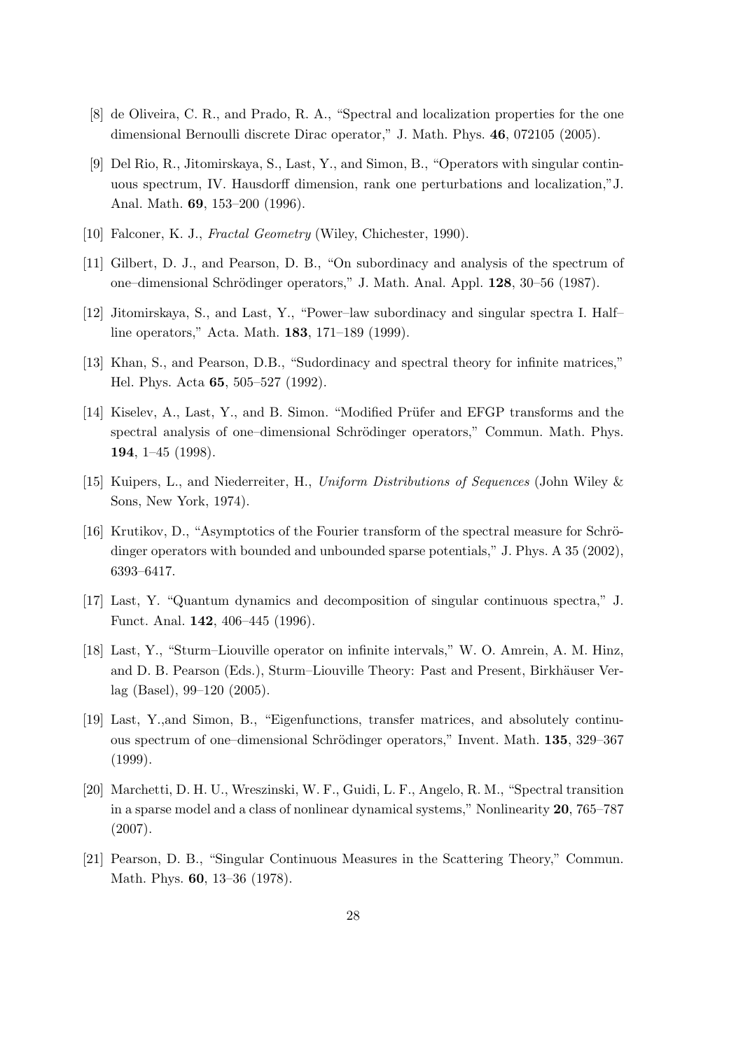[8] de Oliveira, C. R., and Prado, R. A., "Spectral and localization properties for the one dimensional Bernoulli discrete Dirac operator," J. Math. Phys. **46**, 072105 (2005).

[9] Del Rio, R., Jitomirskaya, S., Last, Y., and Simon, B., "Operators with singular continuous spectrum, IV. Hausdorff dimension, rank one perturbations and localization,"J. Anal. Math. **69**, 153–200 (1996).

[10] Falconer, K. J., *Fractal Geometry* (Wiley, Chichester, 1990).

[11] Gilbert, D. J., and Pearson, D. B., "On subordinacy and analysis of the spectrum of one–dimensional Schrödinger operators," J. Math. Anal. Appl. **128**, 30–56 (1987).

[12] Jitomirskaya, S., and Last, Y., "Power–law subordinacy and singular spectra I. Half–line operators," Acta. Math. **183**, 171–189 (1999).

[13] Khan, S., and Pearson, D.B., "Sudordinacy and spectral theory for infinite matrices," Hel. Phys. Acta **65**, 505–527 (1992).

[14] Kiselev, A., Last, Y., and B. Simon. "Modified Prüfer and EFGP transforms and the spectral analysis of one–dimensional Schrödinger operators," Commun. Math. Phys. **194**, 1–45 (1998).

[15] Kuipers, L., and Niederreiter, H., *Uniform Distributions of Sequences* (John Wiley & Sons, New York, 1974).

[16] Krutikov, D., "Asymptotics of the Fourier transform of the spectral measure for Schrödinger operators with bounded and unbounded sparse potentials," J. Phys. A 35 (2002), 6393–6417.

[17] Last, Y. "Quantum dynamics and decomposition of singular continuous spectra," J. Funct. Anal. **142**, 406–445 (1996).

[18] Last, Y., "Sturm–Liouville operator on infinite intervals," W. O. Amrein, A. M. Hinz, and D. B. Pearson (Eds.), Sturm–Liouville Theory: Past and Present, Birkhäuser Verlag (Basel), 99–120 (2005).

[19] Last, Y.,and Simon, B., "Eigenfunctions, transfer matrices, and absolutely continuous spectrum of one–dimensional Schrödinger operators," Invent. Math. **135**, 329–367 (1999).

[20] Marchetti, D. H. U., Wreszinski, W. F., Guidi, L. F., Angelo, R. M., "Spectral transition in a sparse model and a class of nonlinear dynamical systems," Nonlinearity **20**, 765–787 (2007).

[21] Pearson, D. B., "Singular Continuous Measures in the Scattering Theory," Commun. Math. Phys. **60**, 13–36 (1978).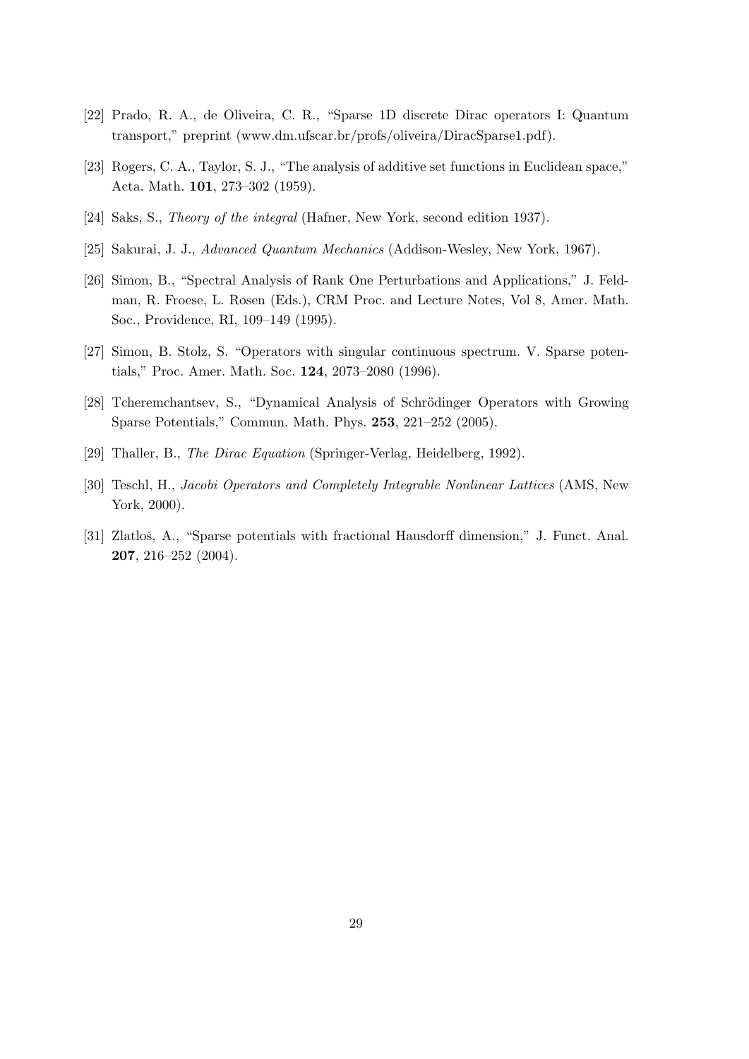[22] Prado, R. A., de Oliveira, C. R., "Sparse 1D discrete Dirac operators I: Quantum transport," preprint (www.dm.ufscar.br/profs/oliveira/DiracSparse1.pdf).

[23] Rogers, C. A., Taylor, S. J., "The analysis of additive set functions in Euclidean space," Acta. Math. **101**, 273–302 (1959).

[24] Saks, S., *Theory of the integral* (Hafner, New York, second edition 1937).

[25] Sakurai, J. J., *Advanced Quantum Mechanics* (Addison-Wesley, New York, 1967).

[26] Simon, B., "Spectral Analysis of Rank One Perturbations and Applications," J. Feldman, R. Froese, L. Rosen (Eds.), CRM Proc. and Lecture Notes, Vol 8, Amer. Math. Soc., Providence, RI, 109–149 (1995).

[27] Simon, B. Stolz, S. "Operators with singular continuous spectrum. V. Sparse potentials," Proc. Amer. Math. Soc. **124**, 2073–2080 (1996).

[28] Tcheremchantsev, S., "Dynamical Analysis of Schrödinger Operators with Growing Sparse Potentials," Commun. Math. Phys. **253**, 221–252 (2005).

[29] Thaller, B., *The Dirac Equation* (Springer-Verlag, Heidelberg, 1992).

[30] Teschl, H., *Jacobi Operators and Completely Integrable Nonlinear Lattices* (AMS, New York, 2000).

[31] Zlatloš, A., "Sparse potentials with fractional Hausdorff dimension," J. Funct. Anal. **207**, 216–252 (2004).